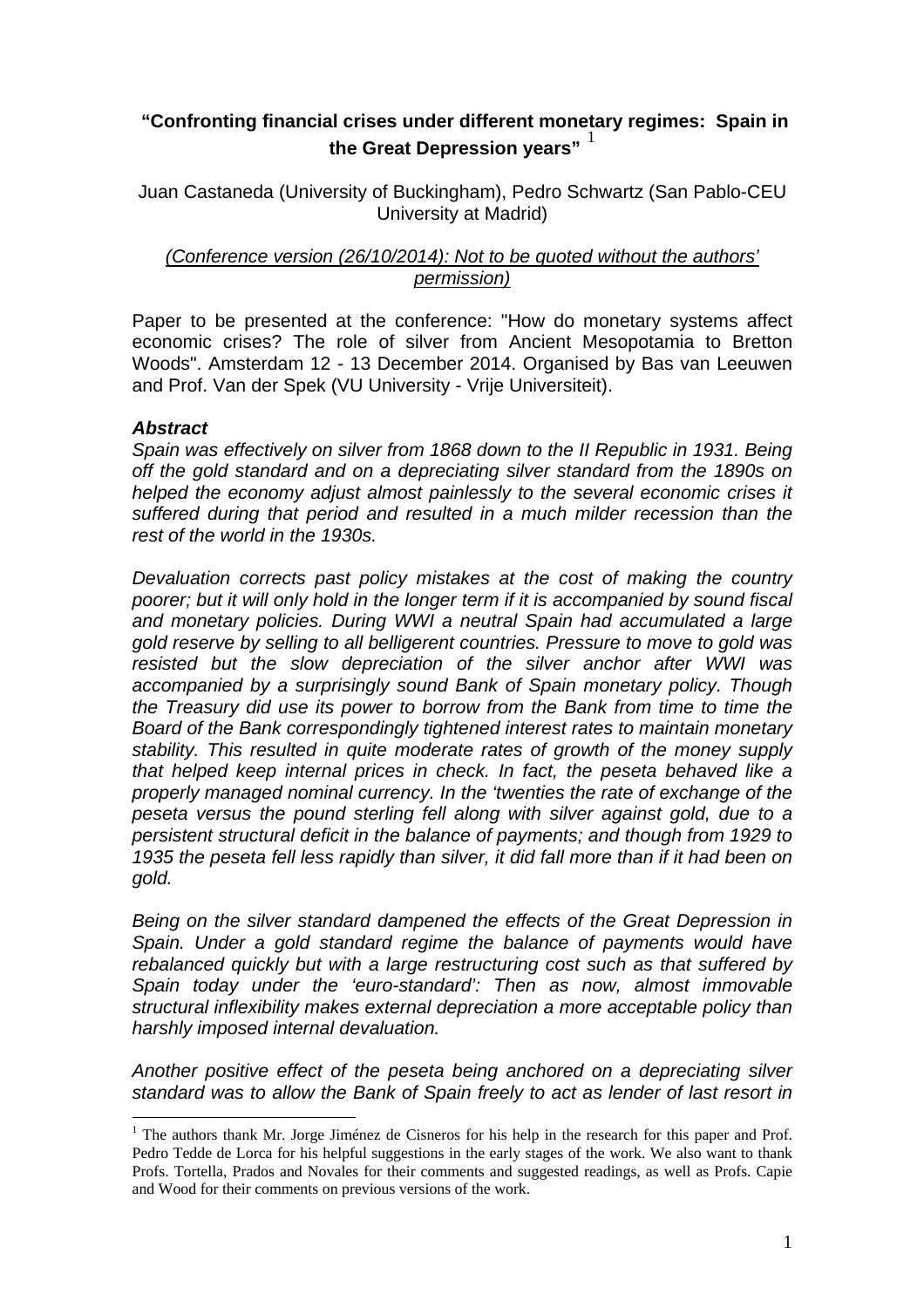# "Confronting financial crises under different monetary regimes: Spain in the Great Depression years" [1]

Juan Castaneda (University of Buckingham), Pedro Schwartz (San Pablo-CEU University at Madrid)

*(Conference version (26/10/2014): Not to be quoted without the authors' permission)*

Paper to be presented at the conference: "How do monetary systems affect economic crises? The role of silver from Ancient Mesopotamia to Bretton Woods". Amsterdam 12 - 13 December 2014. Organised by Bas van Leeuwen and Prof. Van der Spek (VU University - Vrije Universiteit).

### *Abstract*

*Spain was effectively on silver from 1868 down to the II Republic in 1931. Being off the gold standard and on a depreciating silver standard from the 1890s on helped the economy adjust almost painlessly to the several economic crises it suffered during that period and resulted in a much milder recession than the rest of the world in the 1930s.*

*Devaluation corrects past policy mistakes at the cost of making the country poorer; but it will only hold in the longer term if it is accompanied by sound fiscal and monetary policies. During WWI a neutral Spain had accumulated a large gold reserve by selling to all belligerent countries. Pressure to move to gold was resisted but the slow depreciation of the silver anchor after WWI was accompanied by a surprisingly sound Bank of Spain monetary policy. Though the Treasury did use its power to borrow from the Bank from time to time the Board of the Bank correspondingly tightened interest rates to maintain monetary stability. This resulted in quite moderate rates of growth of the money supply that helped keep internal prices in check. In fact, the peseta behaved like a properly managed nominal currency. In the 'twenties the rate of exchange of the peseta versus the pound sterling fell along with silver against gold, due to a persistent structural deficit in the balance of payments; and though from 1929 to 1935 the peseta fell less rapidly than silver, it did fall more than if it had been on gold.*

*Being on the silver standard dampened the effects of the Great Depression in Spain. Under a gold standard regime the balance of payments would have rebalanced quickly but with a large restructuring cost such as that suffered by Spain today under the 'euro-standard': Then as now, almost immovable structural inflexibility makes external depreciation a more acceptable policy than harshly imposed internal devaluation.*

*Another positive effect of the peseta being anchored on a depreciating silver standard was to allow the Bank of Spain freely to act as lender of last resort in*

[1] The authors thank Mr. Jorge Jiménez de Cisneros for his help in the research for this paper and Prof. Pedro Tedde de Lorca for his helpful suggestions in the early stages of the work. We also want to thank Profs. Tortella, Prados and Novales for their comments and suggested readings, as well as Profs. Capie and Wood for their comments on previous versions of the work.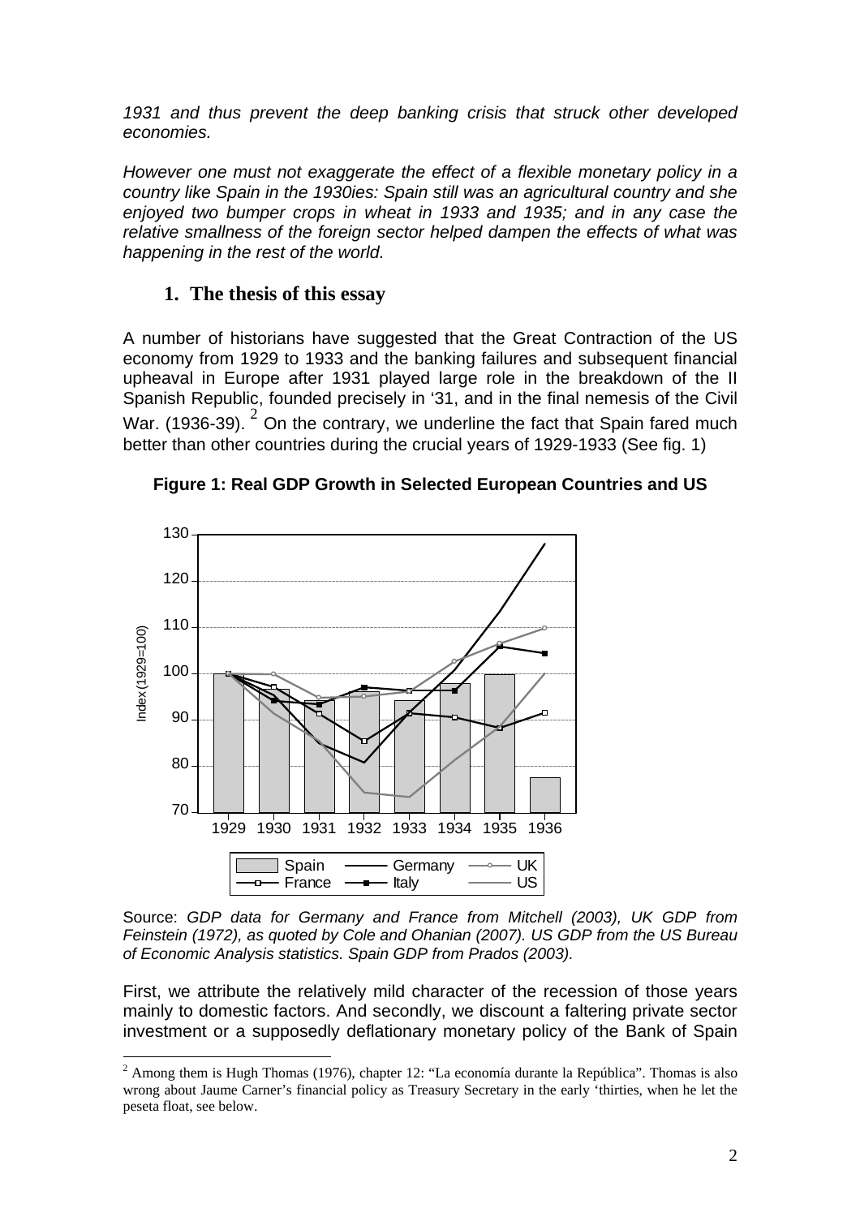*1931 and thus prevent the deep banking crisis that struck other developed economies.*

*However one must not exaggerate the effect of a flexible monetary policy in a country like Spain in the 1930ies: Spain still was an agricultural country and she enjoyed two bumper crops in wheat in 1933 and 1935; and in any case the relative smallness of the foreign sector helped dampen the effects of what was happening in the rest of the world.*

## 1. The thesis of this essay

A number of historians have suggested that the Great Contraction of the US economy from 1929 to 1933 and the banking failures and subsequent financial upheaval in Europe after 1931 played large role in the breakdown of the II Spanish Republic, founded precisely in '31, and in the final nemesis of the Civil War. (1936-39). [2] On the contrary, we underline the fact that Spain fared much better than other countries during the crucial years of 1929-1933 (See fig. 1)

**Figure 1: Real GDP Growth in Selected European Countries and US**

Source: *GDP data for Germany and France from Mitchell (2003), UK GDP from Feinstein (1972), as quoted by Cole and Ohanian (2007). US GDP from the US Bureau of Economic Analysis statistics. Spain GDP from Prados (2003).*

First, we attribute the relatively mild character of the recession of those years mainly to domestic factors. And secondly, we discount a faltering private sector investment or a supposedly deflationary monetary policy of the Bank of Spain

[2] Among them is Hugh Thomas (1976), chapter 12: "La economía durante la República". Thomas is also wrong about Jaume Carner's financial policy as Treasury Secretary in the early 'thirties, when he let the peseta float, see below.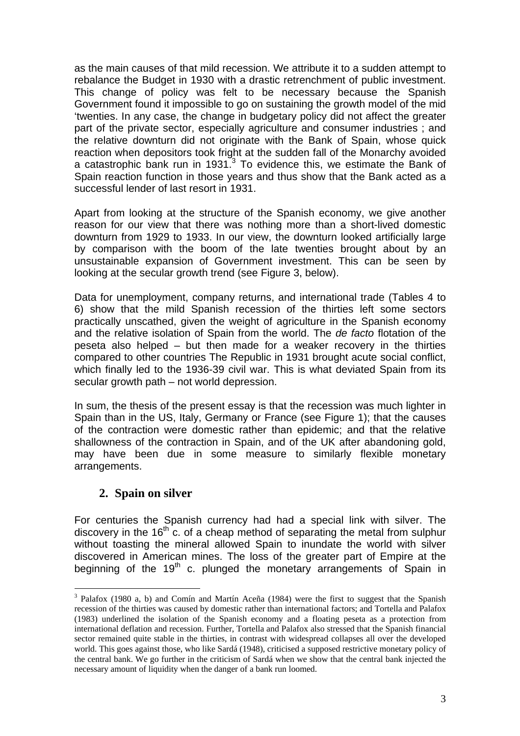as the main causes of that mild recession. We attribute it to a sudden attempt to rebalance the Budget in 1930 with a drastic retrenchment of public investment. This change of policy was felt to be necessary because the Spanish Government found it impossible to go on sustaining the growth model of the mid 'twenties. In any case, the change in budgetary policy did not affect the greater part of the private sector, especially agriculture and consumer industries ; and the relative downturn did not originate with the Bank of Spain, whose quick reaction when depositors took fright at the sudden fall of the Monarchy avoided a catastrophic bank run in 1931.[3] To evidence this, we estimate the Bank of Spain reaction function in those years and thus show that the Bank acted as a successful lender of last resort in 1931.

Apart from looking at the structure of the Spanish economy, we give another reason for our view that there was nothing more than a short-lived domestic downturn from 1929 to 1933. In our view, the downturn looked artificially large by comparison with the boom of the late twenties brought about by an unsustainable expansion of Government investment. This can be seen by looking at the secular growth trend (see Figure 3, below).

Data for unemployment, company returns, and international trade (Tables 4 to 6) show that the mild Spanish recession of the thirties left some sectors practically unscathed, given the weight of agriculture in the Spanish economy and the relative isolation of Spain from the world. The *de facto* flotation of the peseta also helped – but then made for a weaker recovery in the thirties compared to other countries The Republic in 1931 brought acute social conflict, which finally led to the 1936-39 civil war. This is what deviated Spain from its secular growth path – not world depression.

In sum, the thesis of the present essay is that the recession was much lighter in Spain than in the US, Italy, Germany or France (see Figure 1); that the causes of the contraction were domestic rather than epidemic; and that the relative shallowness of the contraction in Spain, and of the UK after abandoning gold, may have been due in some measure to similarly flexible monetary arrangements.

## 2. Spain on silver

For centuries the Spanish currency had had a special link with silver. The discovery in the 16th c. of a cheap method of separating the metal from sulphur without toasting the mineral allowed Spain to inundate the world with silver discovered in American mines. The loss of the greater part of Empire at the beginning of the 19th c. plunged the monetary arrangements of Spain in

---

[3] Palafox (1980 a, b) and Comín and Martín Aceña (1984) were the first to suggest that the Spanish recession of the thirties was caused by domestic rather than international factors; and Tortella and Palafox (1983) underlined the isolation of the Spanish economy and a floating peseta as a protection from international deflation and recession. Further, Tortella and Palafox also stressed that the Spanish financial sector remained quite stable in the thirties, in contrast with widespread collapses all over the developed world. This goes against those, who like Sardá (1948), criticised a supposed restrictive monetary policy of the central bank. We go further in the criticism of Sardá when we show that the central bank injected the necessary amount of liquidity when the danger of a bank run loomed.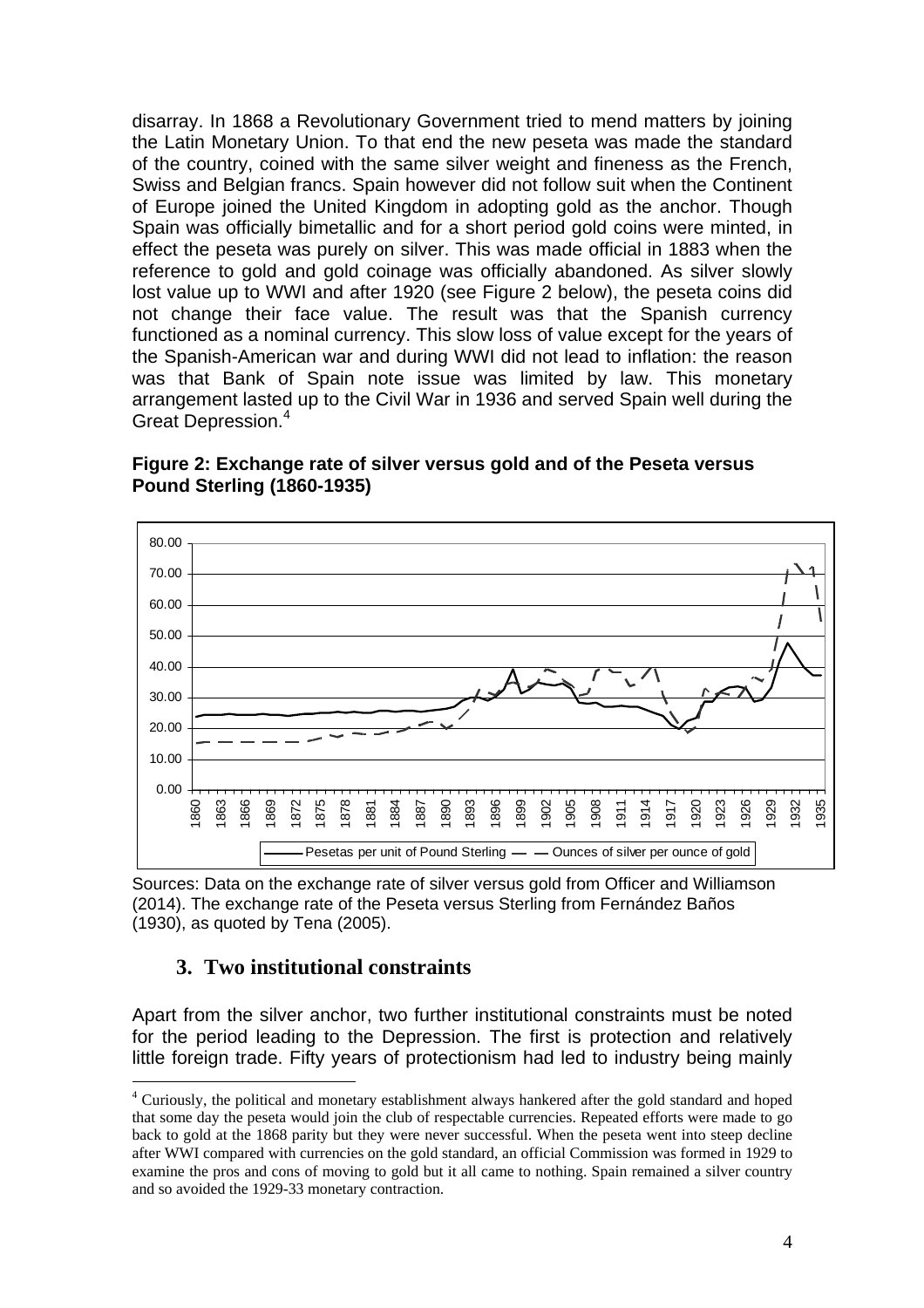disarray. In 1868 a Revolutionary Government tried to mend matters by joining the Latin Monetary Union. To that end the new peseta was made the standard of the country, coined with the same silver weight and fineness as the French, Swiss and Belgian francs. Spain however did not follow suit when the Continent of Europe joined the United Kingdom in adopting gold as the anchor. Though Spain was officially bimetallic and for a short period gold coins were minted, in effect the peseta was purely on silver. This was made official in 1883 when the reference to gold and gold coinage was officially abandoned. As silver slowly lost value up to WWI and after 1920 (see Figure 2 below), the peseta coins did not change their face value. The result was that the Spanish currency functioned as a nominal currency. This slow loss of value except for the years of the Spanish-American war and during WWI did not lead to inflation: the reason was that Bank of Spain note issue was limited by law. This monetary arrangement lasted up to the Civil War in 1936 and served Spain well during the Great Depression.[4]

**Figure 2: Exchange rate of silver versus gold and of the Peseta versus Pound Sterling (1860-1935)**

Sources: Data on the exchange rate of silver versus gold from Officer and Williamson (2014). The exchange rate of the Peseta versus Sterling from Fernández Baños (1930), as quoted by Tena (2005).

## 3. Two institutional constraints

Apart from the silver anchor, two further institutional constraints must be noted for the period leading to the Depression. The first is protection and relatively little foreign trade. Fifty years of protectionism had led to industry being mainly

[4] Curiously, the political and monetary establishment always hankered after the gold standard and hoped that some day the peseta would join the club of respectable currencies. Repeated efforts were made to go back to gold at the 1868 parity but they were never successful. When the peseta went into steep decline after WWI compared with currencies on the gold standard, an official Commission was formed in 1929 to examine the pros and cons of moving to gold but it all came to nothing. Spain remained a silver country and so avoided the 1929-33 monetary contraction.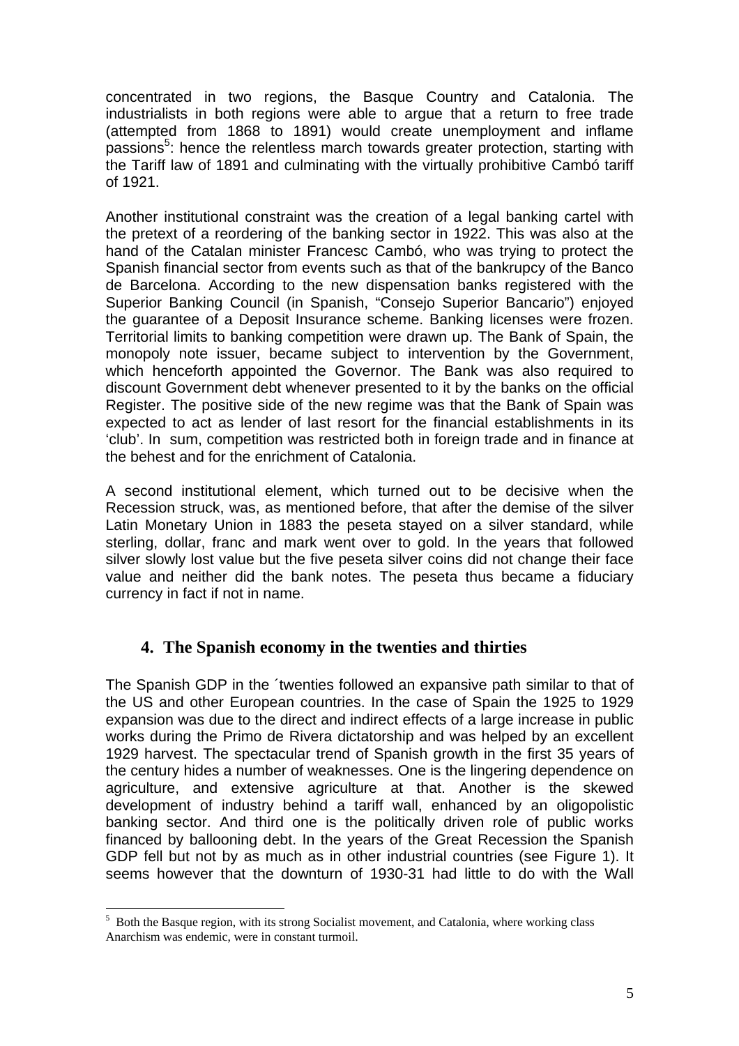concentrated in two regions, the Basque Country and Catalonia. The industrialists in both regions were able to argue that a return to free trade (attempted from 1868 to 1891) would create unemployment and inflame passions[5]: hence the relentless march towards greater protection, starting with the Tariff law of 1891 and culminating with the virtually prohibitive Cambó tariff of 1921.

Another institutional constraint was the creation of a legal banking cartel with the pretext of a reordering of the banking sector in 1922. This was also at the hand of the Catalan minister Francesc Cambó, who was trying to protect the Spanish financial sector from events such as that of the bankrupcy of the Banco de Barcelona. According to the new dispensation banks registered with the Superior Banking Council (in Spanish, "Consejo Superior Bancario") enjoyed the guarantee of a Deposit Insurance scheme. Banking licenses were frozen. Territorial limits to banking competition were drawn up. The Bank of Spain, the monopoly note issuer, became subject to intervention by the Government, which henceforth appointed the Governor. The Bank was also required to discount Government debt whenever presented to it by the banks on the official Register. The positive side of the new regime was that the Bank of Spain was expected to act as lender of last resort for the financial establishments in its 'club'. In sum, competition was restricted both in foreign trade and in finance at the behest and for the enrichment of Catalonia.

A second institutional element, which turned out to be decisive when the Recession struck, was, as mentioned before, that after the demise of the silver Latin Monetary Union in 1883 the peseta stayed on a silver standard, while sterling, dollar, franc and mark went over to gold. In the years that followed silver slowly lost value but the five peseta silver coins did not change their face value and neither did the bank notes. The peseta thus became a fiduciary currency in fact if not in name.

## 4. The Spanish economy in the twenties and thirties

The Spanish GDP in the ´twenties followed an expansive path similar to that of the US and other European countries. In the case of Spain the 1925 to 1929 expansion was due to the direct and indirect effects of a large increase in public works during the Primo de Rivera dictatorship and was helped by an excellent 1929 harvest. The spectacular trend of Spanish growth in the first 35 years of the century hides a number of weaknesses. One is the lingering dependence on agriculture, and extensive agriculture at that. Another is the skewed development of industry behind a tariff wall, enhanced by an oligopolistic banking sector. And third one is the politically driven role of public works financed by ballooning debt. In the years of the Great Recession the Spanish GDP fell but not by as much as in other industrial countries (see Figure 1). It seems however that the downturn of 1930-31 had little to do with the Wall

[5] Both the Basque region, with its strong Socialist movement, and Catalonia, where working class Anarchism was endemic, were in constant turmoil.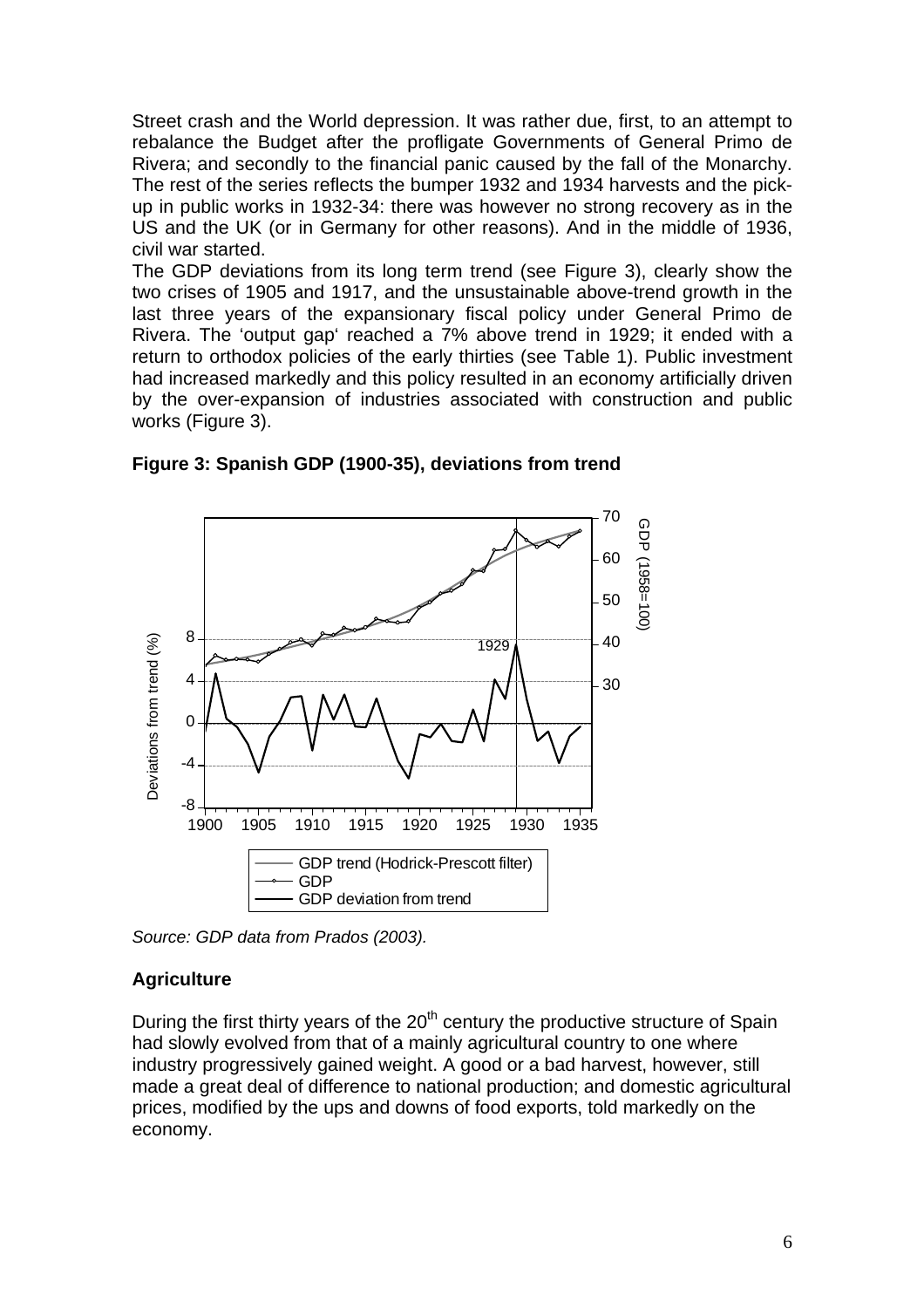Street crash and the World depression. It was rather due, first, to an attempt to rebalance the Budget after the profligate Governments of General Primo de Rivera; and secondly to the financial panic caused by the fall of the Monarchy. The rest of the series reflects the bumper 1932 and 1934 harvests and the pick-up in public works in 1932-34: there was however no strong recovery as in the US and the UK (or in Germany for other reasons). And in the middle of 1936, civil war started.

The GDP deviations from its long term trend (see Figure 3), clearly show the two crises of 1905 and 1917, and the unsustainable above-trend growth in the last three years of the expansionary fiscal policy under General Primo de Rivera. The 'output gap' reached a 7% above trend in 1929; it ended with a return to orthodox policies of the early thirties (see Table 1). Public investment had increased markedly and this policy resulted in an economy artificially driven by the over-expansion of industries associated with construction and public works (Figure 3).

**Figure 3: Spanish GDP (1900-35), deviations from trend**

*Source: GDP data from Prados (2003).*

## Agriculture

During the first thirty years of the 20th century the productive structure of Spain had slowly evolved from that of a mainly agricultural country to one where industry progressively gained weight. A good or a bad harvest, however, still made a great deal of difference to national production; and domestic agricultural prices, modified by the ups and downs of food exports, told markedly on the economy.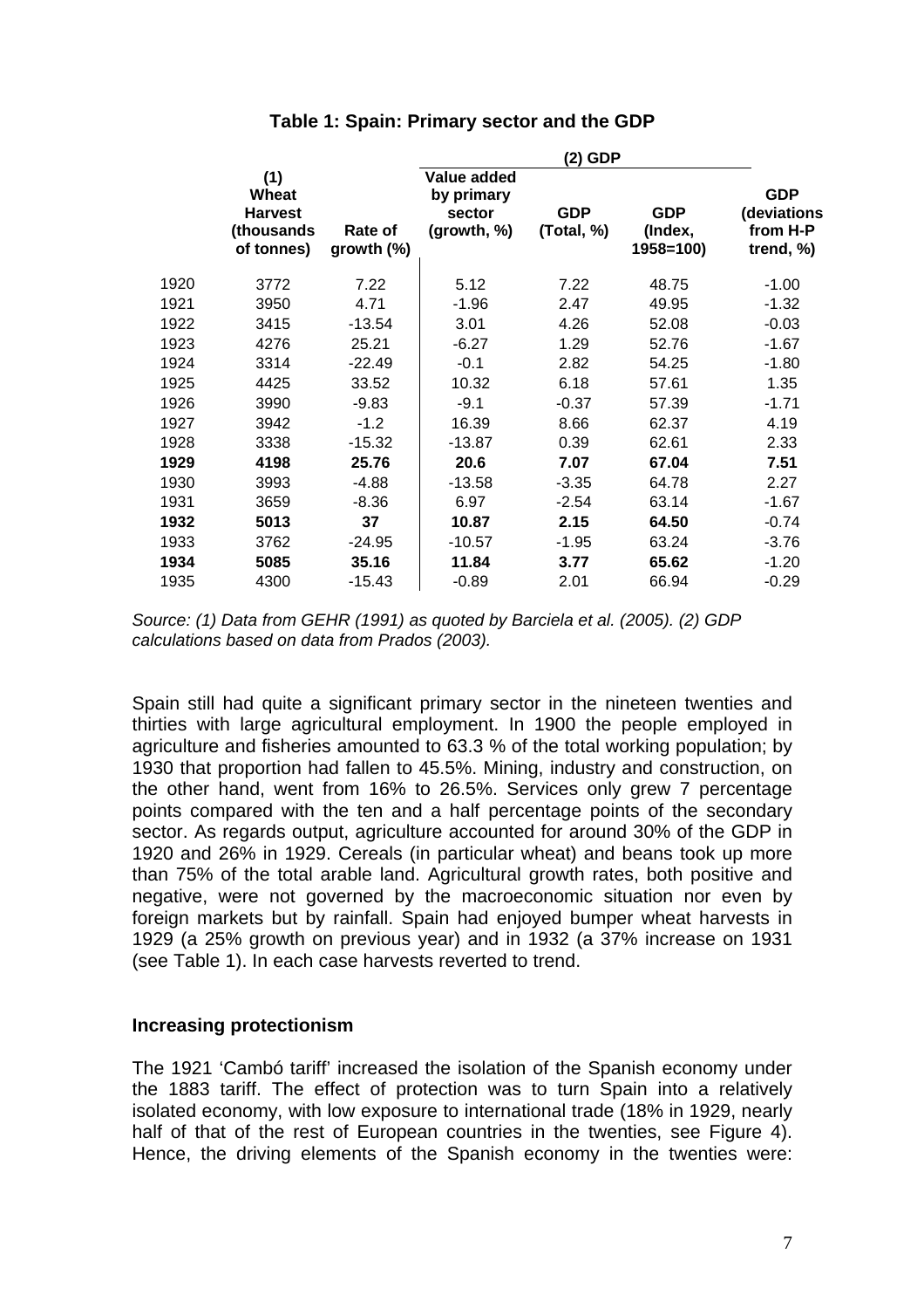**Table 1: Spain: Primary sector and the GDP**

| | (1) Wheat Harvest (thousands of tonnes) | Rate of growth (%) | (2) GDP Value added by primary sector (growth, %) | GDP (Total, %) | GDP (Index, 1958=100) | GDP (deviations from H-P trend, %) |
|---|---|---|---|---|---|---|
| 1920 | 3772 | 7.22 | 5.12 | 7.22 | 48.75 | -1.00 |
| 1921 | 3950 | 4.71 | -1.96 | 2.47 | 49.95 | -1.32 |
| 1922 | 3415 | -13.54 | 3.01 | 4.26 | 52.08 | -0.03 |
| 1923 | 4276 | 25.21 | -6.27 | 1.29 | 52.76 | -1.67 |
| 1924 | 3314 | -22.49 | -0.1 | 2.82 | 54.25 | -1.80 |
| 1925 | 4425 | 33.52 | 10.32 | 6.18 | 57.61 | 1.35 |
| 1926 | 3990 | -9.83 | -9.1 | -0.37 | 57.39 | -1.71 |
| 1927 | 3942 | -1.2 | 16.39 | 8.66 | 62.37 | 4.19 |
| 1928 | 3338 | -15.32 | -13.87 | 0.39 | 62.61 | 2.33 |
| **1929** | **4198** | **25.76** | **20.6** | **7.07** | **67.04** | **7.51** |
| 1930 | 3993 | -4.88 | -13.58 | -3.35 | 64.78 | 2.27 |
| 1931 | 3659 | -8.36 | 6.97 | -2.54 | 63.14 | -1.67 |
| **1932** | **5013** | **37** | **10.87** | **2.15** | **64.50** | -0.74 |
| 1933 | 3762 | -24.95 | -10.57 | -1.95 | 63.24 | -3.76 |
| **1934** | **5085** | **35.16** | **11.84** | **3.77** | **65.62** | -1.20 |
| 1935 | 4300 | -15.43 | -0.89 | 2.01 | 66.94 | -0.29 |

*Source: (1) Data from GEHR (1991) as quoted by Barciela et al. (2005). (2) GDP calculations based on data from Prados (2003).*

Spain still had quite a significant primary sector in the nineteen twenties and thirties with large agricultural employment. In 1900 the people employed in agriculture and fisheries amounted to 63.3 % of the total working population; by 1930 that proportion had fallen to 45.5%. Mining, industry and construction, on the other hand, went from 16% to 26.5%. Services only grew 7 percentage points compared with the ten and a half percentage points of the secondary sector. As regards output, agriculture accounted for around 30% of the GDP in 1920 and 26% in 1929. Cereals (in particular wheat) and beans took up more than 75% of the total arable land. Agricultural growth rates, both positive and negative, were not governed by the macroeconomic situation nor even by foreign markets but by rainfall. Spain had enjoyed bumper wheat harvests in 1929 (a 25% growth on previous year) and in 1932 (a 37% increase on 1931 (see Table 1). In each case harvests reverted to trend.

## Increasing protectionism

The 1921 'Cambó tariff' increased the isolation of the Spanish economy under the 1883 tariff. The effect of protection was to turn Spain into a relatively isolated economy, with low exposure to international trade (18% in 1929, nearly half of that of the rest of European countries in the twenties, see Figure 4). Hence, the driving elements of the Spanish economy in the twenties were: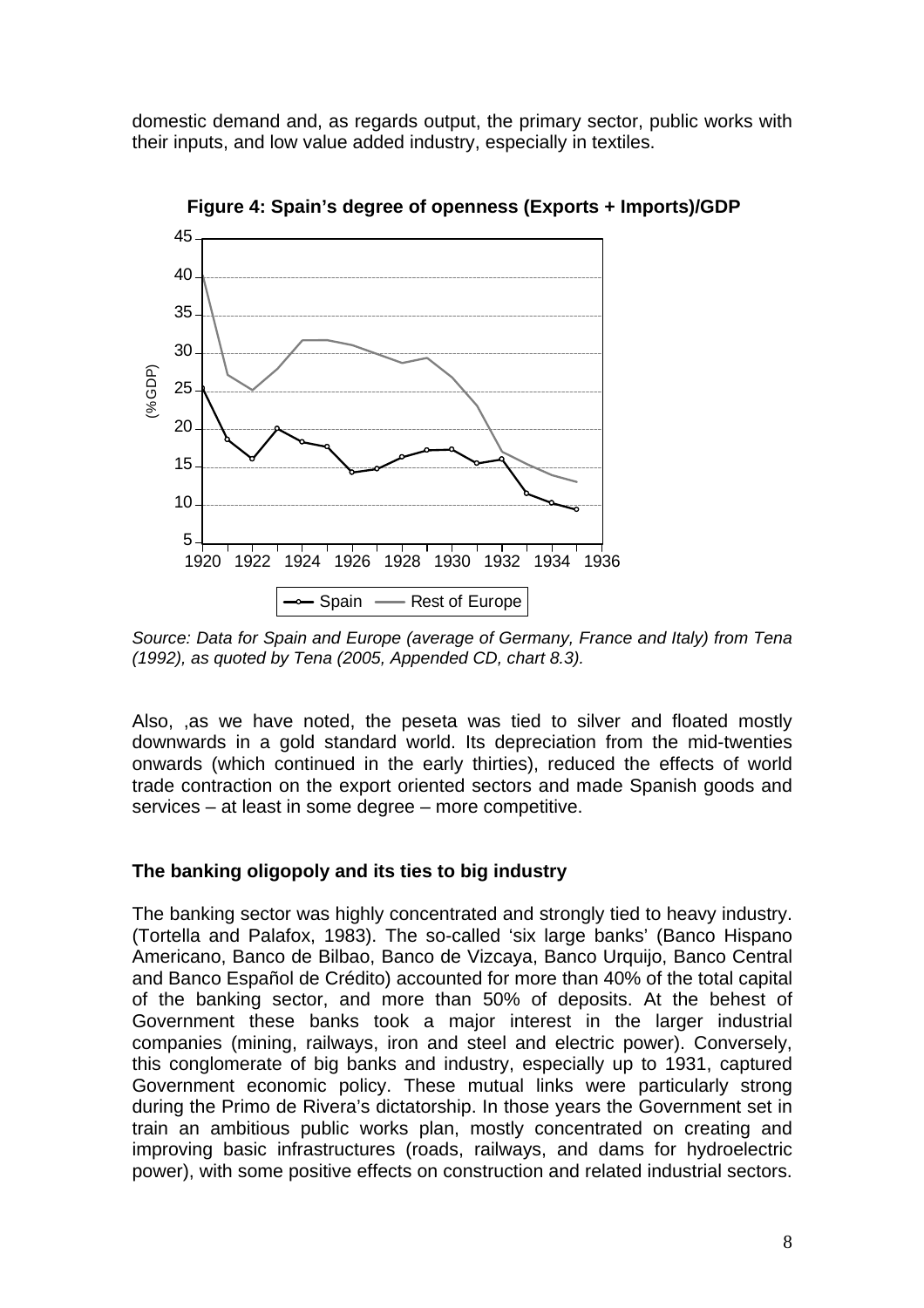domestic demand and, as regards output, the primary sector, public works with their inputs, and low value added industry, especially in textiles.

**Figure 4: Spain's degree of openness (Exports + Imports)/GDP**

*Source: Data for Spain and Europe (average of Germany, France and Italy) from Tena (1992), as quoted by Tena (2005, Appended CD, chart 8.3).*

Also, ,as we have noted, the peseta was tied to silver and floated mostly downwards in a gold standard world. Its depreciation from the mid-twenties onwards (which continued in the early thirties), reduced the effects of world trade contraction on the export oriented sectors and made Spanish goods and services – at least in some degree – more competitive.

### The banking oligopoly and its ties to big industry

The banking sector was highly concentrated and strongly tied to heavy industry. (Tortella and Palafox, 1983). The so-called 'six large banks' (Banco Hispano Americano, Banco de Bilbao, Banco de Vizcaya, Banco Urquijo, Banco Central and Banco Español de Crédito) accounted for more than 40% of the total capital of the banking sector, and more than 50% of deposits. At the behest of Government these banks took a major interest in the larger industrial companies (mining, railways, iron and steel and electric power). Conversely, this conglomerate of big banks and industry, especially up to 1931, captured Government economic policy. These mutual links were particularly strong during the Primo de Rivera's dictatorship. In those years the Government set in train an ambitious public works plan, mostly concentrated on creating and improving basic infrastructures (roads, railways, and dams for hydroelectric power), with some positive effects on construction and related industrial sectors.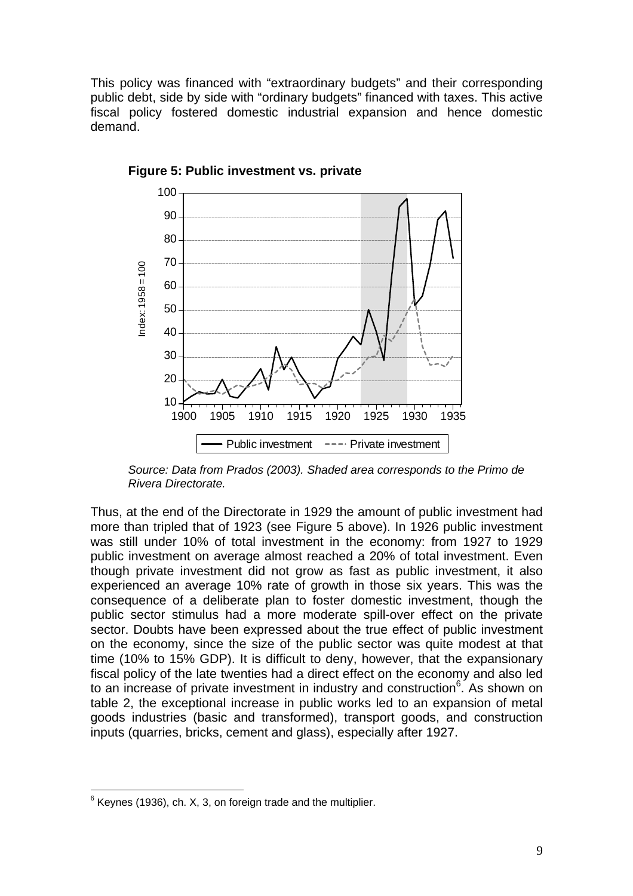This policy was financed with "extraordinary budgets" and their corresponding public debt, side by side with "ordinary budgets" financed with taxes. This active fiscal policy fostered domestic industrial expansion and hence domestic demand.

**Figure 5: Public investment vs. private**

*Source: Data from Prados (2003). Shaded area corresponds to the Primo de Rivera Directorate.*

Thus, at the end of the Directorate in 1929 the amount of public investment had more than tripled that of 1923 (see Figure 5 above). In 1926 public investment was still under 10% of total investment in the economy: from 1927 to 1929 public investment on average almost reached a 20% of total investment. Even though private investment did not grow as fast as public investment, it also experienced an average 10% rate of growth in those six years. This was the consequence of a deliberate plan to foster domestic investment, though the public sector stimulus had a more moderate spill-over effect on the private sector. Doubts have been expressed about the true effect of public investment on the economy, since the size of the public sector was quite modest at that time (10% to 15% GDP). It is difficult to deny, however, that the expansionary fiscal policy of the late twenties had a direct effect on the economy and also led to an increase of private investment in industry and construction[6]. As shown on table 2, the exceptional increase in public works led to an expansion of metal goods industries (basic and transformed), transport goods, and construction inputs (quarries, bricks, cement and glass), especially after 1927.

[6] Keynes (1936), ch. X, 3, on foreign trade and the multiplier.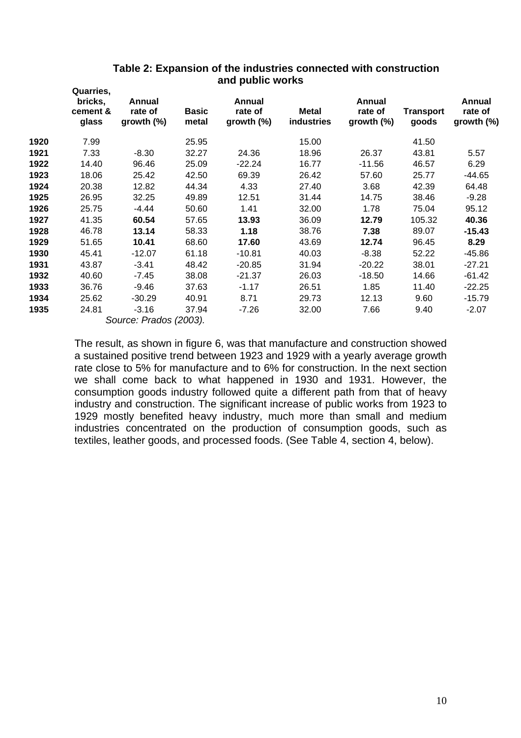**Table 2: Expansion of the industries connected with construction and public works**

| | Quarries, bricks, cement & glass | Annual rate of growth (%) | Basic metal | Annual rate of growth (%) | Metal industries | Annual rate of growth (%) | Transport goods | Annual rate of growth (%) |
|---|---|---|---|---|---|---|---|---|
| **1920** | 7.99 | | 25.95 | | 15.00 | | 41.50 | |
| **1921** | 7.33 | -8.30 | 32.27 | 24.36 | 18.96 | 26.37 | 43.81 | 5.57 |
| **1922** | 14.40 | 96.46 | 25.09 | -22.24 | 16.77 | -11.56 | 46.57 | 6.29 |
| **1923** | 18.06 | 25.42 | 42.50 | 69.39 | 26.42 | 57.60 | 25.77 | -44.65 |
| **1924** | 20.38 | 12.82 | 44.34 | 4.33 | 27.40 | 3.68 | 42.39 | 64.48 |
| **1925** | 26.95 | 32.25 | 49.89 | 12.51 | 31.44 | 14.75 | 38.46 | -9.28 |
| **1926** | 25.75 | -4.44 | 50.60 | 1.41 | 32.00 | 1.78 | 75.04 | 95.12 |
| **1927** | 41.35 | **60.54** | 57.65 | **13.93** | 36.09 | **12.79** | 105.32 | **40.36** |
| **1928** | 46.78 | **13.14** | 58.33 | **1.18** | 38.76 | **7.38** | 89.07 | **-15.43** |
| **1929** | 51.65 | **10.41** | 68.60 | **17.60** | 43.69 | **12.74** | 96.45 | **8.29** |
| **1930** | 45.41 | -12.07 | 61.18 | -10.81 | 40.03 | -8.38 | 52.22 | -45.86 |
| **1931** | 43.87 | -3.41 | 48.42 | -20.85 | 31.94 | -20.22 | 38.01 | -27.21 |
| **1932** | 40.60 | -7.45 | 38.08 | -21.37 | 26.03 | -18.50 | 14.66 | -61.42 |
| **1933** | 36.76 | -9.46 | 37.63 | -1.17 | 26.51 | 1.85 | 11.40 | -22.25 |
| **1934** | 25.62 | -30.29 | 40.91 | 8.71 | 29.73 | 12.13 | 9.60 | -15.79 |
| **1935** | 24.81 | -3.16 | 37.94 | -7.26 | 32.00 | 7.66 | 9.40 | -2.07 |

*Source: Prados (2003).*

The result, as shown in figure 6, was that manufacture and construction showed a sustained positive trend between 1923 and 1929 with a yearly average growth rate close to 5% for manufacture and to 6% for construction. In the next section we shall come back to what happened in 1930 and 1931. However, the consumption goods industry followed quite a different path from that of heavy industry and construction. The significant increase of public works from 1923 to 1929 mostly benefited heavy industry, much more than small and medium industries concentrated on the production of consumption goods, such as textiles, leather goods, and processed foods. (See Table 4, section 4, below).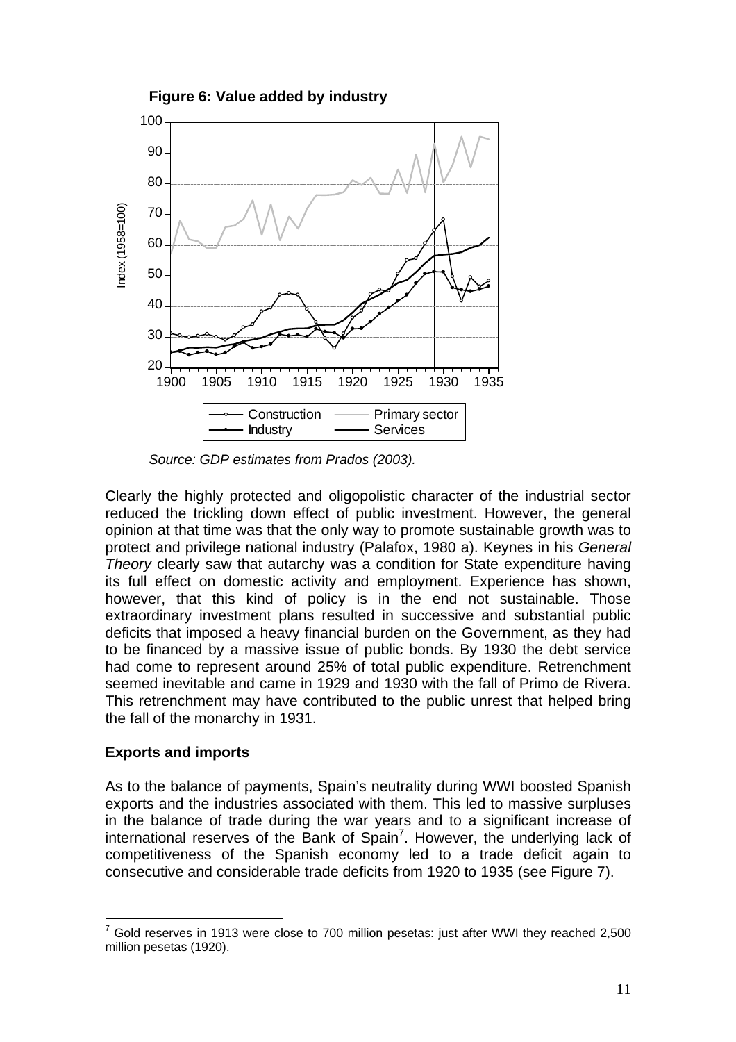**Figure 6: Value added by industry**

*Source: GDP estimates from Prados (2003).*

Clearly the highly protected and oligopolistic character of the industrial sector reduced the trickling down effect of public investment. However, the general opinion at that time was that the only way to promote sustainable growth was to protect and privilege national industry (Palafox, 1980 a). Keynes in his *General Theory* clearly saw that autarchy was a condition for State expenditure having its full effect on domestic activity and employment. Experience has shown, however, that this kind of policy is in the end not sustainable. Those extraordinary investment plans resulted in successive and substantial public deficits that imposed a heavy financial burden on the Government, as they had to be financed by a massive issue of public bonds. By 1930 the debt service had come to represent around 25% of total public expenditure. Retrenchment seemed inevitable and came in 1929 and 1930 with the fall of Primo de Rivera. This retrenchment may have contributed to the public unrest that helped bring the fall of the monarchy in 1931.

## Exports and imports

As to the balance of payments, Spain's neutrality during WWI boosted Spanish exports and the industries associated with them. This led to massive surpluses in the balance of trade during the war years and to a significant increase of international reserves of the Bank of Spain[7]. However, the underlying lack of competitiveness of the Spanish economy led to a trade deficit again to consecutive and considerable trade deficits from 1920 to 1935 (see Figure 7).

[7] Gold reserves in 1913 were close to 700 million pesetas: just after WWI they reached 2,500 million pesetas (1920).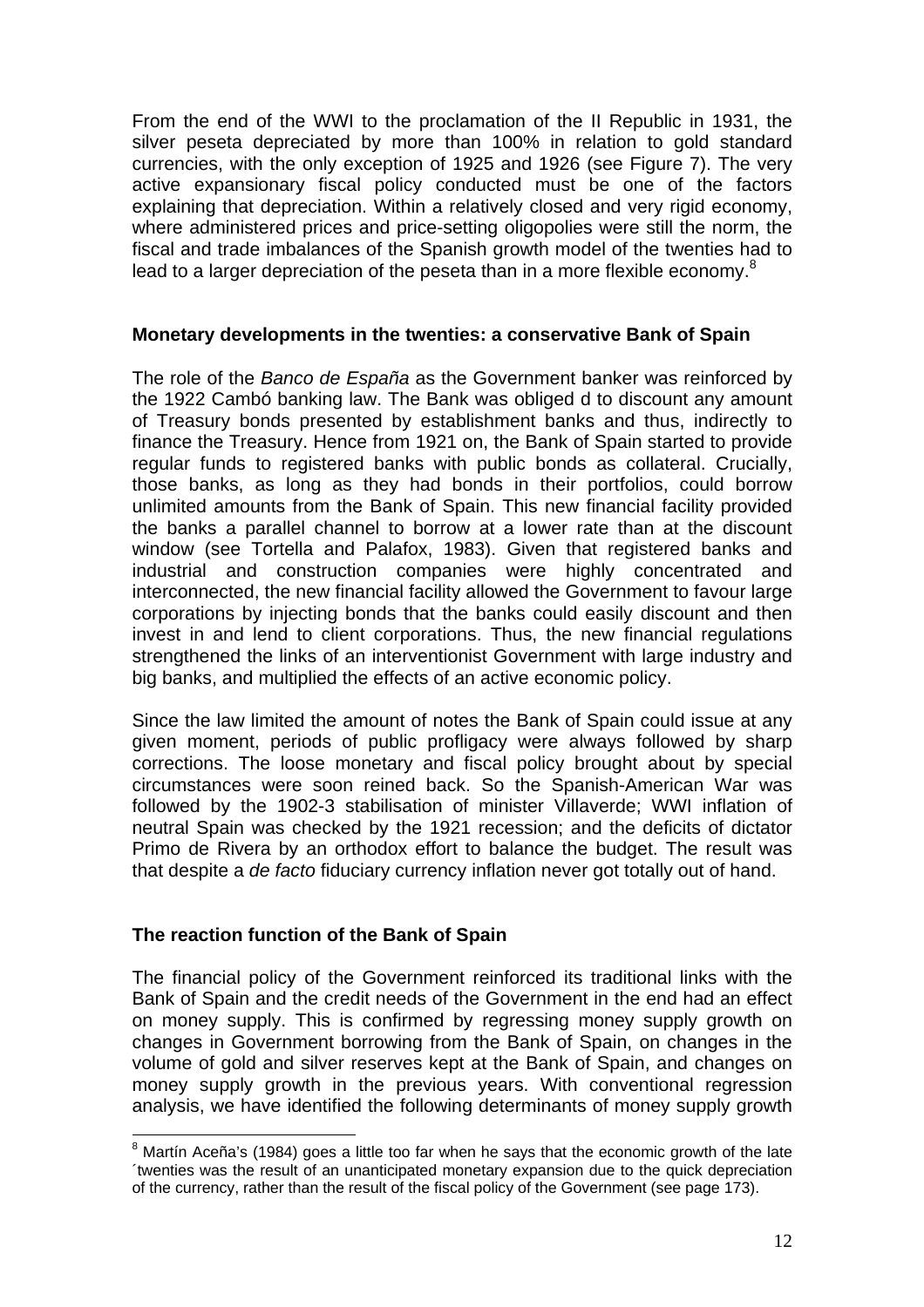From the end of the WWI to the proclamation of the II Republic in 1931, the silver peseta depreciated by more than 100% in relation to gold standard currencies, with the only exception of 1925 and 1926 (see Figure 7). The very active expansionary fiscal policy conducted must be one of the factors explaining that depreciation. Within a relatively closed and very rigid economy, where administered prices and price-setting oligopolies were still the norm, the fiscal and trade imbalances of the Spanish growth model of the twenties had to lead to a larger depreciation of the peseta than in a more flexible economy.[8]

### Monetary developments in the twenties: a conservative Bank of Spain

The role of the *Banco de España* as the Government banker was reinforced by the 1922 Cambó banking law. The Bank was obliged d to discount any amount of Treasury bonds presented by establishment banks and thus, indirectly to finance the Treasury. Hence from 1921 on, the Bank of Spain started to provide regular funds to registered banks with public bonds as collateral. Crucially, those banks, as long as they had bonds in their portfolios, could borrow unlimited amounts from the Bank of Spain. This new financial facility provided the banks a parallel channel to borrow at a lower rate than at the discount window (see Tortella and Palafox, 1983). Given that registered banks and industrial and construction companies were highly concentrated and interconnected, the new financial facility allowed the Government to favour large corporations by injecting bonds that the banks could easily discount and then invest in and lend to client corporations. Thus, the new financial regulations strengthened the links of an interventionist Government with large industry and big banks, and multiplied the effects of an active economic policy.

Since the law limited the amount of notes the Bank of Spain could issue at any given moment, periods of public profligacy were always followed by sharp corrections. The loose monetary and fiscal policy brought about by special circumstances were soon reined back. So the Spanish-American War was followed by the 1902-3 stabilisation of minister Villaverde; WWI inflation of neutral Spain was checked by the 1921 recession; and the deficits of dictator Primo de Rivera by an orthodox effort to balance the budget. The result was that despite a *de facto* fiduciary currency inflation never got totally out of hand.

### The reaction function of the Bank of Spain

The financial policy of the Government reinforced its traditional links with the Bank of Spain and the credit needs of the Government in the end had an effect on money supply. This is confirmed by regressing money supply growth on changes in Government borrowing from the Bank of Spain, on changes in the volume of gold and silver reserves kept at the Bank of Spain, and changes on money supply growth in the previous years. With conventional regression analysis, we have identified the following determinants of money supply growth

---

[8] Martín Aceña's (1984) goes a little too far when he says that the economic growth of the late ´twenties was the result of an unanticipated monetary expansion due to the quick depreciation of the currency, rather than the result of the fiscal policy of the Government (see page 173).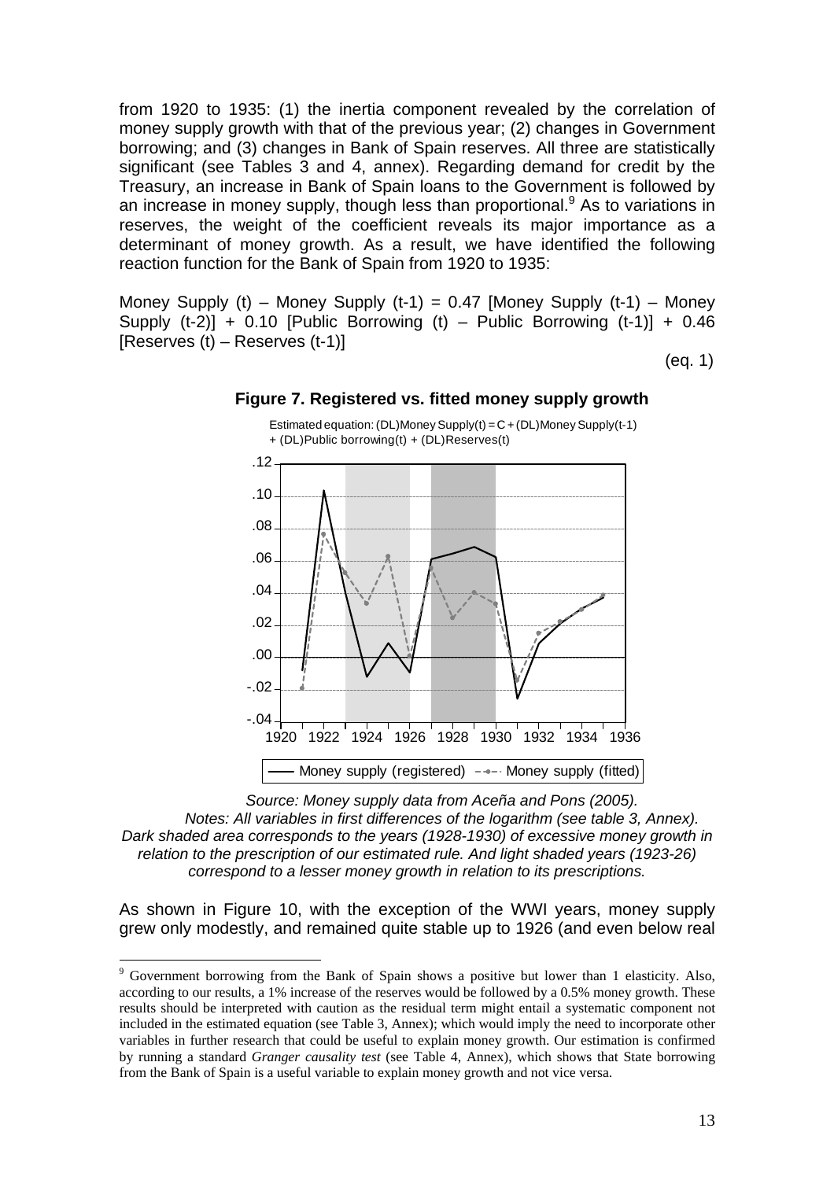from 1920 to 1935: (1) the inertia component revealed by the correlation of money supply growth with that of the previous year; (2) changes in Government borrowing; and (3) changes in Bank of Spain reserves. All three are statistically significant (see Tables 3 and 4, annex). Regarding demand for credit by the Treasury, an increase in Bank of Spain loans to the Government is followed by an increase in money supply, though less than proportional.[9] As to variations in reserves, the weight of the coefficient reveals its major importance as a determinant of money growth. As a result, we have identified the following reaction function for the Bank of Spain from 1920 to 1935:

Money Supply (t) – Money Supply (t-1) = 0.47 [Money Supply (t-1) – Money Supply (t-2)] + 0.10 [Public Borrowing (t) – Public Borrowing (t-1)] + 0.46 [Reserves (t) – Reserves (t-1)]

(eq. 1)

**Figure 7. Registered vs. fitted money supply growth**

Estimated equation: (DL)Money Supply(t) = C + (DL)Money Supply(t-1) + (DL)Public borrowing(t) + (DL)Reserves(t)

*Source: Money supply data from Aceña and Pons (2005).*
*Notes: All variables in first differences of the logarithm (see table 3, Annex). Dark shaded area corresponds to the years (1928-1930) of excessive money growth in relation to the prescription of our estimated rule. And light shaded years (1923-26) correspond to a lesser money growth in relation to its prescriptions.*

As shown in Figure 10, with the exception of the WWI years, money supply grew only modestly, and remained quite stable up to 1926 (and even below real

---

[9] Government borrowing from the Bank of Spain shows a positive but lower than 1 elasticity. Also, according to our results, a 1% increase of the reserves would be followed by a 0.5% money growth. These results should be interpreted with caution as the residual term might entail a systematic component not included in the estimated equation (see Table 3, Annex); which would imply the need to incorporate other variables in further research that could be useful to explain money growth. Our estimation is confirmed by running a standard *Granger causality test* (see Table 4, Annex), which shows that State borrowing from the Bank of Spain is a useful variable to explain money growth and not vice versa.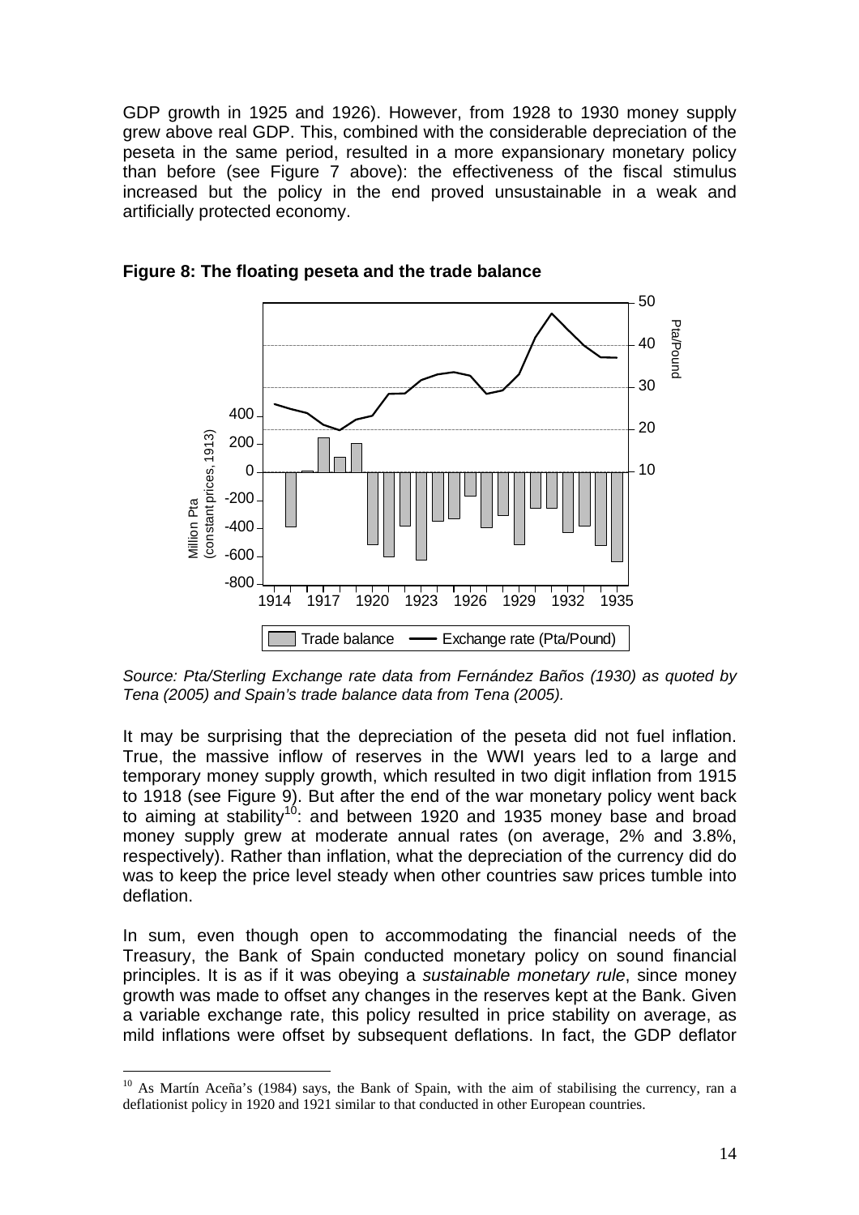GDP growth in 1925 and 1926). However, from 1928 to 1930 money supply grew above real GDP. This, combined with the considerable depreciation of the peseta in the same period, resulted in a more expansionary monetary policy than before (see Figure 7 above): the effectiveness of the fiscal stimulus increased but the policy in the end proved unsustainable in a weak and artificially protected economy.

**Figure 8: The floating peseta and the trade balance**

*Source: Pta/Sterling Exchange rate data from Fernández Baños (1930) as quoted by Tena (2005) and Spain's trade balance data from Tena (2005).*

It may be surprising that the depreciation of the peseta did not fuel inflation. True, the massive inflow of reserves in the WWI years led to a large and temporary money supply growth, which resulted in two digit inflation from 1915 to 1918 (see Figure 9). But after the end of the war monetary policy went back to aiming at stability[10]: and between 1920 and 1935 money base and broad money supply grew at moderate annual rates (on average, 2% and 3.8%, respectively). Rather than inflation, what the depreciation of the currency did do was to keep the price level steady when other countries saw prices tumble into deflation.

In sum, even though open to accommodating the financial needs of the Treasury, the Bank of Spain conducted monetary policy on sound financial principles. It is as if it was obeying a *sustainable monetary rule*, since money growth was made to offset any changes in the reserves kept at the Bank. Given a variable exchange rate, this policy resulted in price stability on average, as mild inflations were offset by subsequent deflations. In fact, the GDP deflator

[10] As Martín Aceña's (1984) says, the Bank of Spain, with the aim of stabilising the currency, ran a deflationist policy in 1920 and 1921 similar to that conducted in other European countries.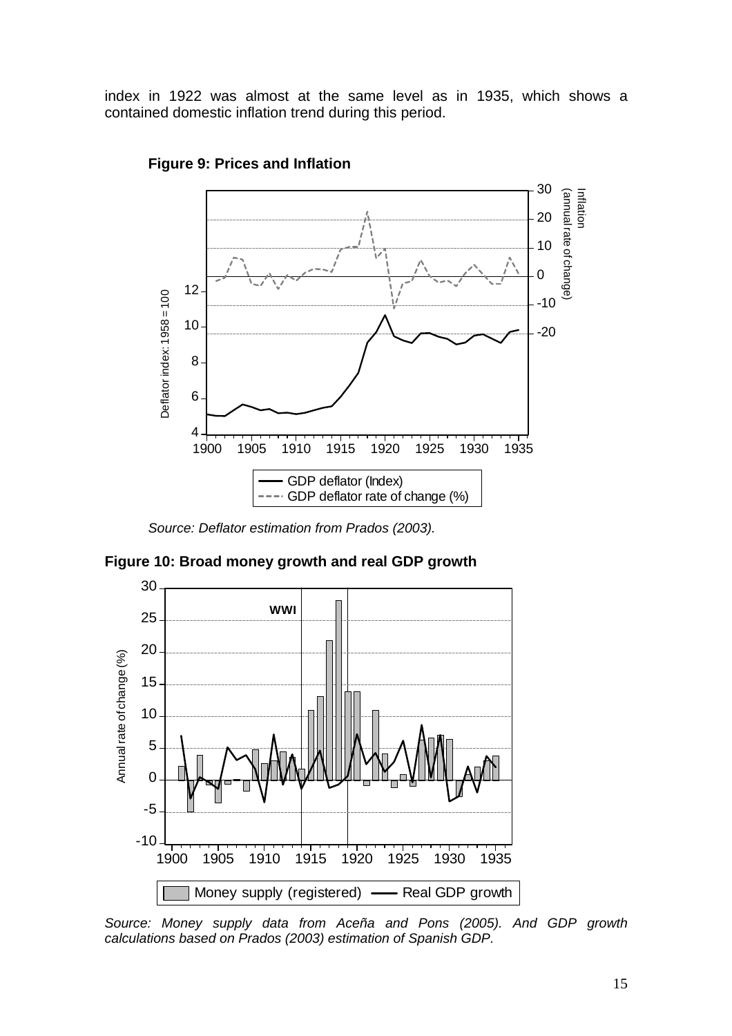index in 1922 was almost at the same level as in 1935, which shows a contained domestic inflation trend during this period.

**Figure 9: Prices and Inflation**

*Source: Deflator estimation from Prados (2003).*

**Figure 10: Broad money growth and real GDP growth**

*Source: Money supply data from Aceña and Pons (2005). And GDP growth calculations based on Prados (2003) estimation of Spanish GDP.*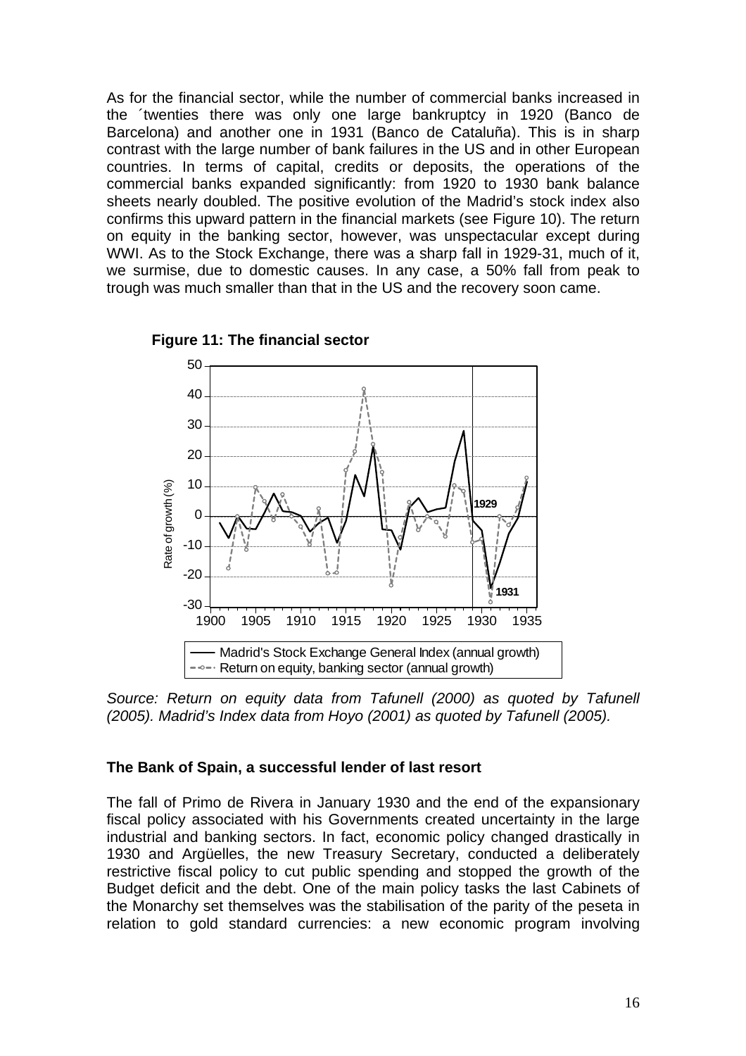As for the financial sector, while the number of commercial banks increased in the ´twenties there was only one large bankruptcy in 1920 (Banco de Barcelona) and another one in 1931 (Banco de Cataluña). This is in sharp contrast with the large number of bank failures in the US and in other European countries. In terms of capital, credits or deposits, the operations of the commercial banks expanded significantly: from 1920 to 1930 bank balance sheets nearly doubled. The positive evolution of the Madrid's stock index also confirms this upward pattern in the financial markets (see Figure 10). The return on equity in the banking sector, however, was unspectacular except during WWI. As to the Stock Exchange, there was a sharp fall in 1929-31, much of it, we surmise, due to domestic causes. In any case, a 50% fall from peak to trough was much smaller than that in the US and the recovery soon came.

**Figure 11: The financial sector**

*Source: Return on equity data from Tafunell (2000) as quoted by Tafunell (2005). Madrid's Index data from Hoyo (2001) as quoted by Tafunell (2005).*

### The Bank of Spain, a successful lender of last resort

The fall of Primo de Rivera in January 1930 and the end of the expansionary fiscal policy associated with his Governments created uncertainty in the large industrial and banking sectors. In fact, economic policy changed drastically in 1930 and Argüelles, the new Treasury Secretary, conducted a deliberately restrictive fiscal policy to cut public spending and stopped the growth of the Budget deficit and the debt. One of the main policy tasks the last Cabinets of the Monarchy set themselves was the stabilisation of the parity of the peseta in relation to gold standard currencies: a new economic program involving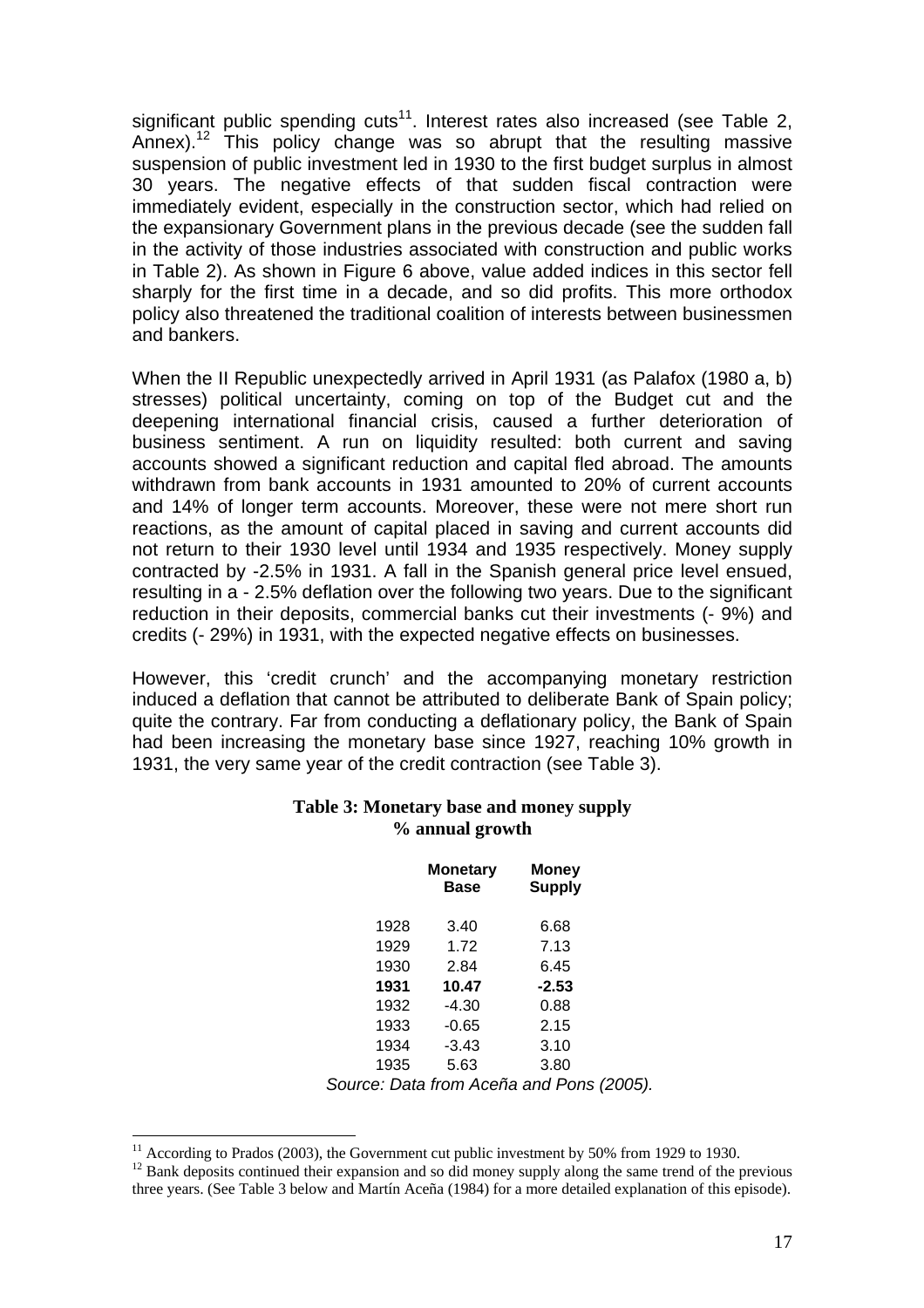significant public spending cuts[11]. Interest rates also increased (see Table 2, Annex).[12] This policy change was so abrupt that the resulting massive suspension of public investment led in 1930 to the first budget surplus in almost 30 years. The negative effects of that sudden fiscal contraction were immediately evident, especially in the construction sector, which had relied on the expansionary Government plans in the previous decade (see the sudden fall in the activity of those industries associated with construction and public works in Table 2). As shown in Figure 6 above, value added indices in this sector fell sharply for the first time in a decade, and so did profits. This more orthodox policy also threatened the traditional coalition of interests between businessmen and bankers.

When the II Republic unexpectedly arrived in April 1931 (as Palafox (1980 a, b) stresses) political uncertainty, coming on top of the Budget cut and the deepening international financial crisis, caused a further deterioration of business sentiment. A run on liquidity resulted: both current and saving accounts showed a significant reduction and capital fled abroad. The amounts withdrawn from bank accounts in 1931 amounted to 20% of current accounts and 14% of longer term accounts. Moreover, these were not mere short run reactions, as the amount of capital placed in saving and current accounts did not return to their 1930 level until 1934 and 1935 respectively. Money supply contracted by -2.5% in 1931. A fall in the Spanish general price level ensued, resulting in a - 2.5% deflation over the following two years. Due to the significant reduction in their deposits, commercial banks cut their investments (- 9%) and credits (- 29%) in 1931, with the expected negative effects on businesses.

However, this 'credit crunch' and the accompanying monetary restriction induced a deflation that cannot be attributed to deliberate Bank of Spain policy; quite the contrary. Far from conducting a deflationary policy, the Bank of Spain had been increasing the monetary base since 1927, reaching 10% growth in 1931, the very same year of the credit contraction (see Table 3).

**Table 3: Monetary base and money supply**
**% annual growth**

| | Monetary Base | Money Supply |
|---|---|---|
| 1928 | 3.40 | 6.68 |
| 1929 | 1.72 | 7.13 |
| 1930 | 2.84 | 6.45 |
| **1931** | **10.47** | **-2.53** |
| 1932 | -4.30 | 0.88 |
| 1933 | -0.65 | 2.15 |
| 1934 | -3.43 | 3.10 |
| 1935 | 5.63 | 3.80 |

*Source: Data from Aceña and Pons (2005).*

[11] According to Prados (2003), the Government cut public investment by 50% from 1929 to 1930.

[12] Bank deposits continued their expansion and so did money supply along the same trend of the previous three years. (See Table 3 below and Martín Aceña (1984) for a more detailed explanation of this episode).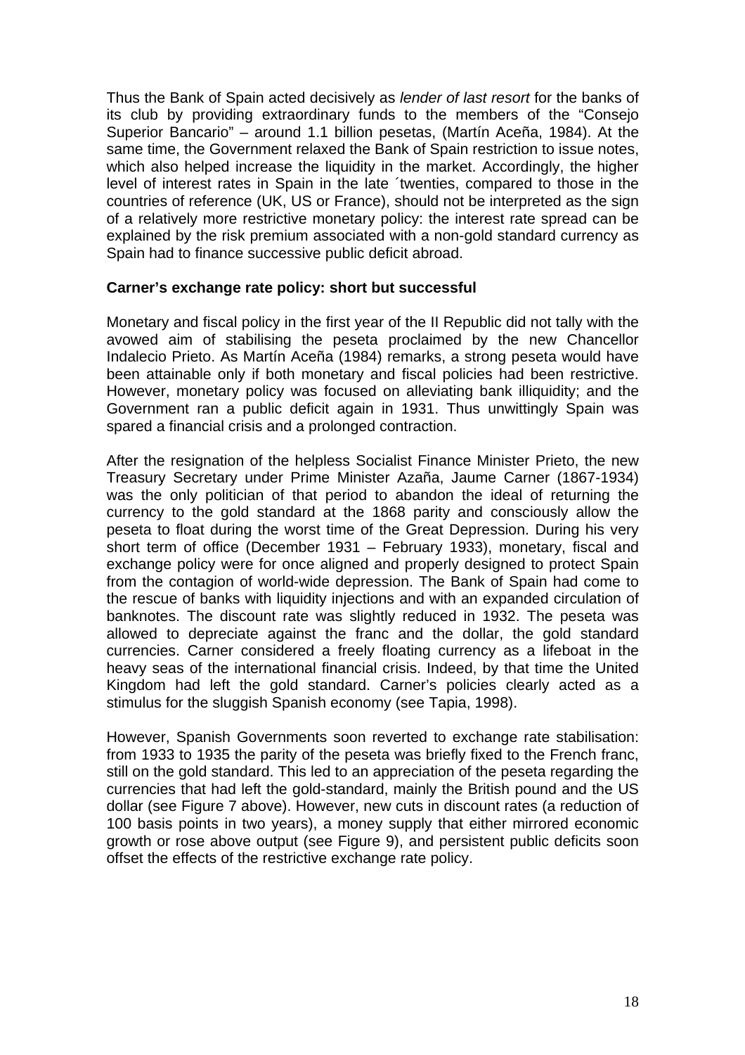Thus the Bank of Spain acted decisively as *lender of last resort* for the banks of its club by providing extraordinary funds to the members of the "Consejo Superior Bancario" – around 1.1 billion pesetas, (Martín Aceña, 1984). At the same time, the Government relaxed the Bank of Spain restriction to issue notes, which also helped increase the liquidity in the market. Accordingly, the higher level of interest rates in Spain in the late ´twenties, compared to those in the countries of reference (UK, US or France), should not be interpreted as the sign of a relatively more restrictive monetary policy: the interest rate spread can be explained by the risk premium associated with a non-gold standard currency as Spain had to finance successive public deficit abroad.

**Carner's exchange rate policy: short but successful**

Monetary and fiscal policy in the first year of the II Republic did not tally with the avowed aim of stabilising the peseta proclaimed by the new Chancellor Indalecio Prieto. As Martín Aceña (1984) remarks, a strong peseta would have been attainable only if both monetary and fiscal policies had been restrictive. However, monetary policy was focused on alleviating bank illiquidity; and the Government ran a public deficit again in 1931. Thus unwittingly Spain was spared a financial crisis and a prolonged contraction.

After the resignation of the helpless Socialist Finance Minister Prieto, the new Treasury Secretary under Prime Minister Azaña, Jaume Carner (1867-1934) was the only politician of that period to abandon the ideal of returning the currency to the gold standard at the 1868 parity and consciously allow the peseta to float during the worst time of the Great Depression. During his very short term of office (December 1931 – February 1933), monetary, fiscal and exchange policy were for once aligned and properly designed to protect Spain from the contagion of world-wide depression. The Bank of Spain had come to the rescue of banks with liquidity injections and with an expanded circulation of banknotes. The discount rate was slightly reduced in 1932. The peseta was allowed to depreciate against the franc and the dollar, the gold standard currencies. Carner considered a freely floating currency as a lifeboat in the heavy seas of the international financial crisis. Indeed, by that time the United Kingdom had left the gold standard. Carner's policies clearly acted as a stimulus for the sluggish Spanish economy (see Tapia, 1998).

However, Spanish Governments soon reverted to exchange rate stabilisation: from 1933 to 1935 the parity of the peseta was briefly fixed to the French franc, still on the gold standard. This led to an appreciation of the peseta regarding the currencies that had left the gold-standard, mainly the British pound and the US dollar (see Figure 7 above). However, new cuts in discount rates (a reduction of 100 basis points in two years), a money supply that either mirrored economic growth or rose above output (see Figure 9), and persistent public deficits soon offset the effects of the restrictive exchange rate policy.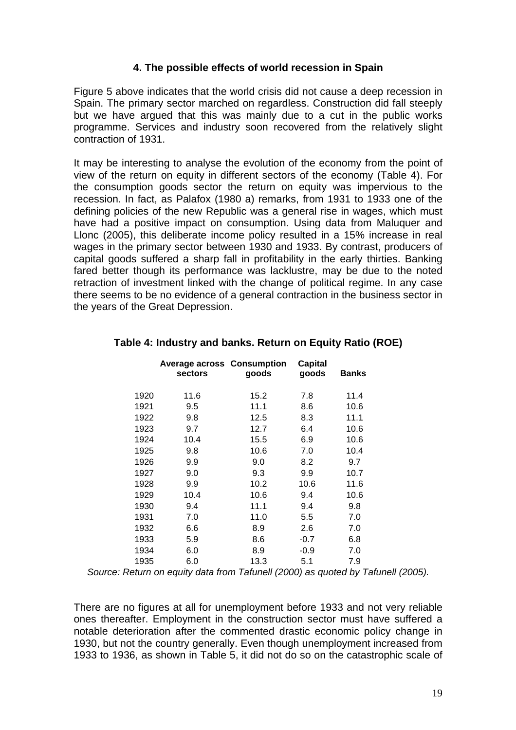### 4. The possible effects of world recession in Spain

Figure 5 above indicates that the world crisis did not cause a deep recession in Spain. The primary sector marched on regardless. Construction did fall steeply but we have argued that this was mainly due to a cut in the public works programme. Services and industry soon recovered from the relatively slight contraction of 1931.

It may be interesting to analyse the evolution of the economy from the point of view of the return on equity in different sectors of the economy (Table 4). For the consumption goods sector the return on equity was impervious to the recession. In fact, as Palafox (1980 a) remarks, from 1931 to 1933 one of the defining policies of the new Republic was a general rise in wages, which must have had a positive impact on consumption. Using data from Maluquer and Llonc (2005), this deliberate income policy resulted in a 15% increase in real wages in the primary sector between 1930 and 1933. By contrast, producers of capital goods suffered a sharp fall in profitability in the early thirties. Banking fared better though its performance was lacklustre, may be due to the noted retraction of investment linked with the change of political regime. In any case there seems to be no evidence of a general contraction in the business sector in the years of the Great Depression.

**Table 4: Industry and banks. Return on Equity Ratio (ROE)**

| | Average across sectors | Consumption goods | Capital goods | Banks |
|---|---|---|---|---|
| 1920 | 11.6 | 15.2 | 7.8 | 11.4 |
| 1921 | 9.5 | 11.1 | 8.6 | 10.6 |
| 1922 | 9.8 | 12.5 | 8.3 | 11.1 |
| 1923 | 9.7 | 12.7 | 6.4 | 10.6 |
| 1924 | 10.4 | 15.5 | 6.9 | 10.6 |
| 1925 | 9.8 | 10.6 | 7.0 | 10.4 |
| 1926 | 9.9 | 9.0 | 8.2 | 9.7 |
| 1927 | 9.0 | 9.3 | 9.9 | 10.7 |
| 1928 | 9.9 | 10.2 | 10.6 | 11.6 |
| 1929 | 10.4 | 10.6 | 9.4 | 10.6 |
| 1930 | 9.4 | 11.1 | 9.4 | 9.8 |
| 1931 | 7.0 | 11.0 | 5.5 | 7.0 |
| 1932 | 6.6 | 8.9 | 2.6 | 7.0 |
| 1933 | 5.9 | 8.6 | -0.7 | 6.8 |
| 1934 | 6.0 | 8.9 | -0.9 | 7.0 |
| 1935 | 6.0 | 13.3 | 5.1 | 7.9 |

*Source: Return on equity data from Tafunell (2000) as quoted by Tafunell (2005).*

There are no figures at all for unemployment before 1933 and not very reliable ones thereafter. Employment in the construction sector must have suffered a notable deterioration after the commented drastic economic policy change in 1930, but not the country generally. Even though unemployment increased from 1933 to 1936, as shown in Table 5, it did not do so on the catastrophic scale of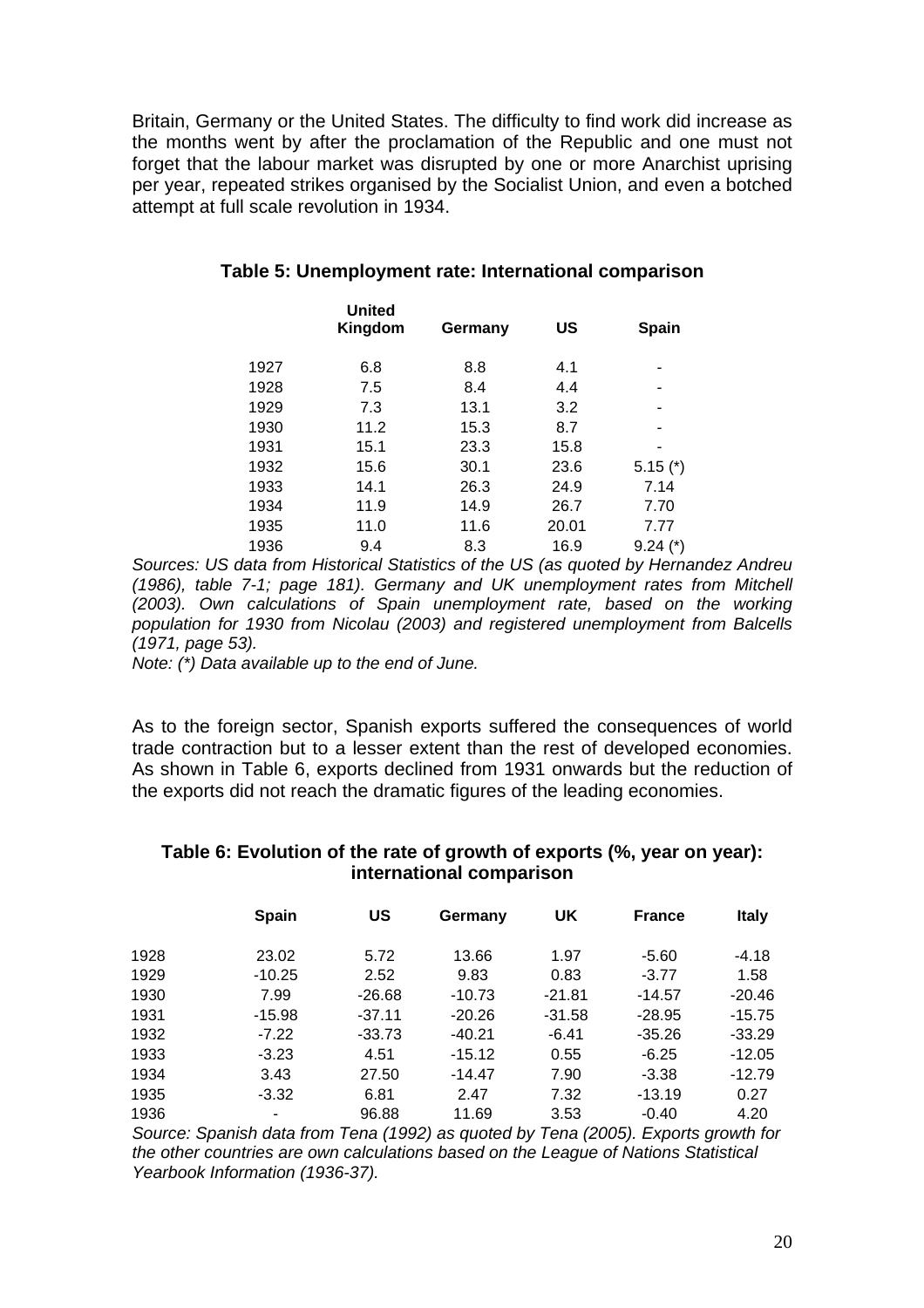Britain, Germany or the United States. The difficulty to find work did increase as the months went by after the proclamation of the Republic and one must not forget that the labour market was disrupted by one or more Anarchist uprising per year, repeated strikes organised by the Socialist Union, and even a botched attempt at full scale revolution in 1934.

**Table 5: Unemployment rate: International comparison**

| | United Kingdom | Germany | US | Spain |
|---|---|---|---|---|
| 1927 | 6.8 | 8.8 | 4.1 | - |
| 1928 | 7.5 | 8.4 | 4.4 | - |
| 1929 | 7.3 | 13.1 | 3.2 | - |
| 1930 | 11.2 | 15.3 | 8.7 | - |
| 1931 | 15.1 | 23.3 | 15.8 | - |
| 1932 | 15.6 | 30.1 | 23.6 | 5.15 (*) |
| 1933 | 14.1 | 26.3 | 24.9 | 7.14 |
| 1934 | 11.9 | 14.9 | 26.7 | 7.70 |
| 1935 | 11.0 | 11.6 | 20.01 | 7.77 |
| 1936 | 9.4 | 8.3 | 16.9 | 9.24 (*) |

*Sources: US data from Historical Statistics of the US (as quoted by Hernandez Andreu (1986), table 7-1; page 181). Germany and UK unemployment rates from Mitchell (2003). Own calculations of Spain unemployment rate, based on the working population for 1930 from Nicolau (2003) and registered unemployment from Balcells (1971, page 53).*

*Note: (*) Data available up to the end of June.*

As to the foreign sector, Spanish exports suffered the consequences of world trade contraction but to a lesser extent than the rest of developed economies. As shown in Table 6, exports declined from 1931 onwards but the reduction of the exports did not reach the dramatic figures of the leading economies.

**Table 6: Evolution of the rate of growth of exports (%, year on year): international comparison**

| | Spain | US | Germany | UK | France | Italy |
|---|---|---|---|---|---|---|
| 1928 | 23.02 | 5.72 | 13.66 | 1.97 | -5.60 | -4.18 |
| 1929 | -10.25 | 2.52 | 9.83 | 0.83 | -3.77 | 1.58 |
| 1930 | 7.99 | -26.68 | -10.73 | -21.81 | -14.57 | -20.46 |
| 1931 | -15.98 | -37.11 | -20.26 | -31.58 | -28.95 | -15.75 |
| 1932 | -7.22 | -33.73 | -40.21 | -6.41 | -35.26 | -33.29 |
| 1933 | -3.23 | 4.51 | -15.12 | 0.55 | -6.25 | -12.05 |
| 1934 | 3.43 | 27.50 | -14.47 | 7.90 | -3.38 | -12.79 |
| 1935 | -3.32 | 6.81 | 2.47 | 7.32 | -13.19 | 0.27 |
| 1936 | - | 96.88 | 11.69 | 3.53 | -0.40 | 4.20 |

*Source: Spanish data from Tena (1992) as quoted by Tena (2005). Exports growth for the other countries are own calculations based on the League of Nations Statistical Yearbook Information (1936-37).*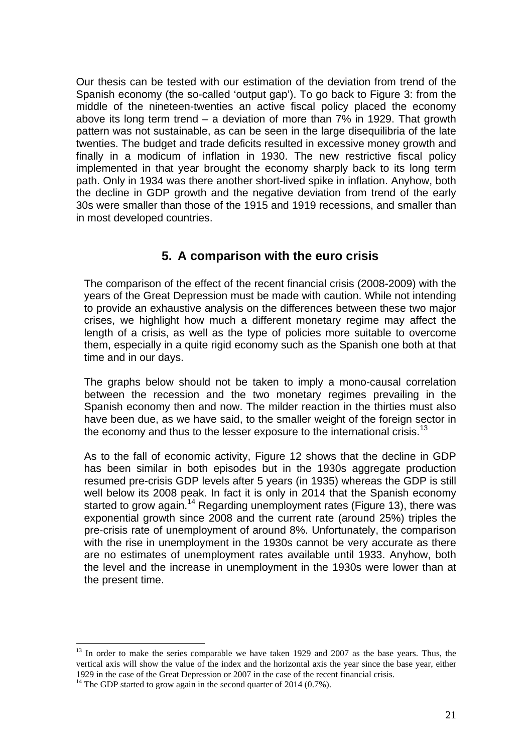Our thesis can be tested with our estimation of the deviation from trend of the Spanish economy (the so-called 'output gap'). To go back to Figure 3: from the middle of the nineteen-twenties an active fiscal policy placed the economy above its long term trend – a deviation of more than 7% in 1929. That growth pattern was not sustainable, as can be seen in the large desequilibria of the late twenties. The budget and trade deficits resulted in excessive money growth and finally in a modicum of inflation in 1930. The new restrictive fiscal policy implemented in that year brought the economy sharply back to its long term path. Only in 1934 was there another short-lived spike in inflation. Anyhow, both the decline in GDP growth and the negative deviation from trend of the early 30s were smaller than those of the 1915 and 1919 recessions, and smaller than in most developed countries.

## 5. A comparison with the euro crisis

The comparison of the effect of the recent financial crisis (2008-2009) with the years of the Great Depression must be made with caution. While not intending to provide an exhaustive analysis on the differences between these two major crises, we highlight how much a different monetary regime may affect the length of a crisis, as well as the type of policies more suitable to overcome them, especially in a quite rigid economy such as the Spanish one both at that time and in our days.

The graphs below should not be taken to imply a mono-causal correlation between the recession and the two monetary regimes prevailing in the Spanish economy then and now. The milder reaction in the thirties must also have been due, as we have said, to the smaller weight of the foreign sector in the economy and thus to the lesser exposure to the international crisis.[13]

As to the fall of economic activity, Figure 12 shows that the decline in GDP has been similar in both episodes but in the 1930s aggregate production resumed pre-crisis GDP levels after 5 years (in 1935) whereas the GDP is still well below its 2008 peak. In fact it is only in 2014 that the Spanish economy started to grow again.[14] Regarding unemployment rates (Figure 13), there was exponential growth since 2008 and the current rate (around 25%) triples the pre-crisis rate of unemployment of around 8%. Unfortunately, the comparison with the rise in unemployment in the 1930s cannot be very accurate as there are no estimates of unemployment rates available until 1933. Anyhow, both the level and the increase in unemployment in the 1930s were lower than at the present time.

---

[13] In order to make the series comparable we have taken 1929 and 2007 as the base years. Thus, the vertical axis will show the value of the index and the horizontal axis the year since the base year, either 1929 in the case of the Great Depression or 2007 in the case of the recent financial crisis.

[14] The GDP started to grow again in the second quarter of 2014 (0.7%).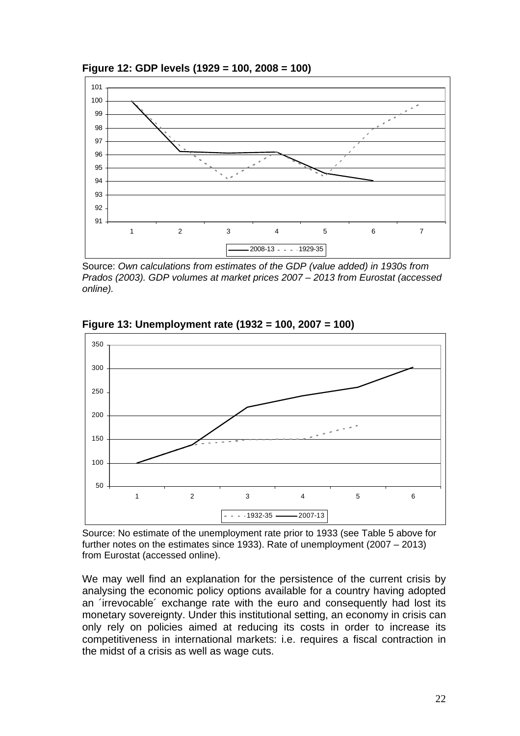**Figure 12: GDP levels (1929 = 100, 2008 = 100)**

Source: *Own calculations from estimates of the GDP (value added) in 1930s from Prados (2003). GDP volumes at market prices 2007 – 2013 from Eurostat (accessed online).*

**Figure 13: Unemployment rate (1932 = 100, 2007 = 100)**

Source: No estimate of the unemployment rate prior to 1933 (see Table 5 above for further notes on the estimates since 1933). Rate of unemployment (2007 – 2013) from Eurostat (accessed online).

We may well find an explanation for the persistence of the current crisis by analysing the economic policy options available for a country having adopted an ´irrevocable´ exchange rate with the euro and consequently had lost its monetary sovereignty. Under this institutional setting, an economy in crisis can only rely on policies aimed at reducing its costs in order to increase its competitiveness in international markets: i.e. requires a fiscal contraction in the midst of a crisis as well as wage cuts.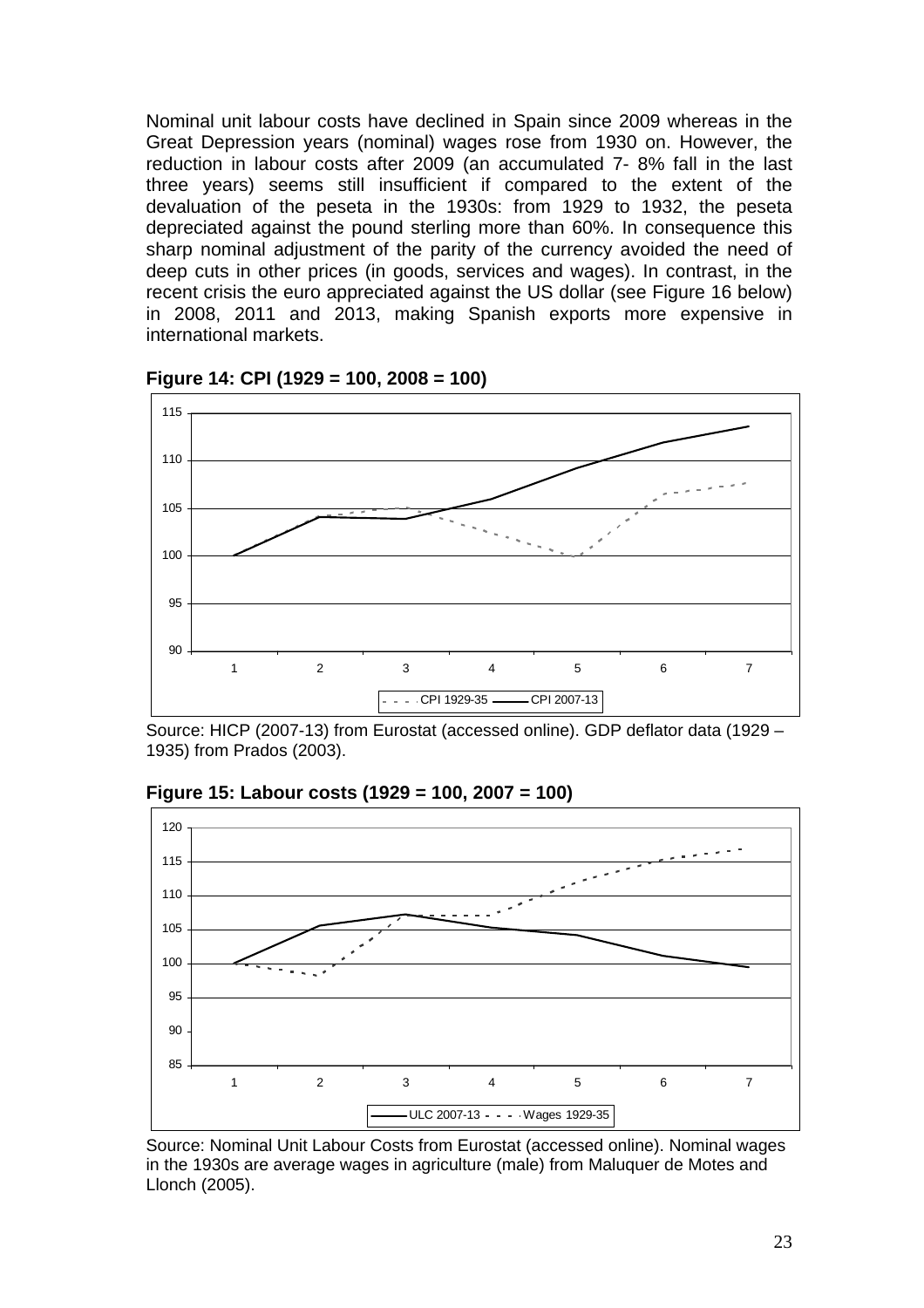Nominal unit labour costs have declined in Spain since 2009 whereas in the Great Depression years (nominal) wages rose from 1930 on. However, the reduction in labour costs after 2009 (an accumulated 7- 8% fall in the last three years) seems still insufficient if compared to the extent of the devaluation of the peseta in the 1930s: from 1929 to 1932, the peseta depreciated against the pound sterling more than 60%. In consequence this sharp nominal adjustment of the parity of the currency avoided the need of deep cuts in other prices (in goods, services and wages). In contrast, in the recent crisis the euro appreciated against the US dollar (see Figure 16 below) in 2008, 2011 and 2013, making Spanish exports more expensive in international markets.

**Figure 14: CPI (1929 = 100, 2008 = 100)**

Source: HICP (2007-13) from Eurostat (accessed online). GDP deflator data (1929 – 1935) from Prados (2003).

**Figure 15: Labour costs (1929 = 100, 2007 = 100)**

Source: Nominal Unit Labour Costs from Eurostat (accessed online). Nominal wages in the 1930s are average wages in agriculture (male) from Maluquer de Motes and Llonch (2005).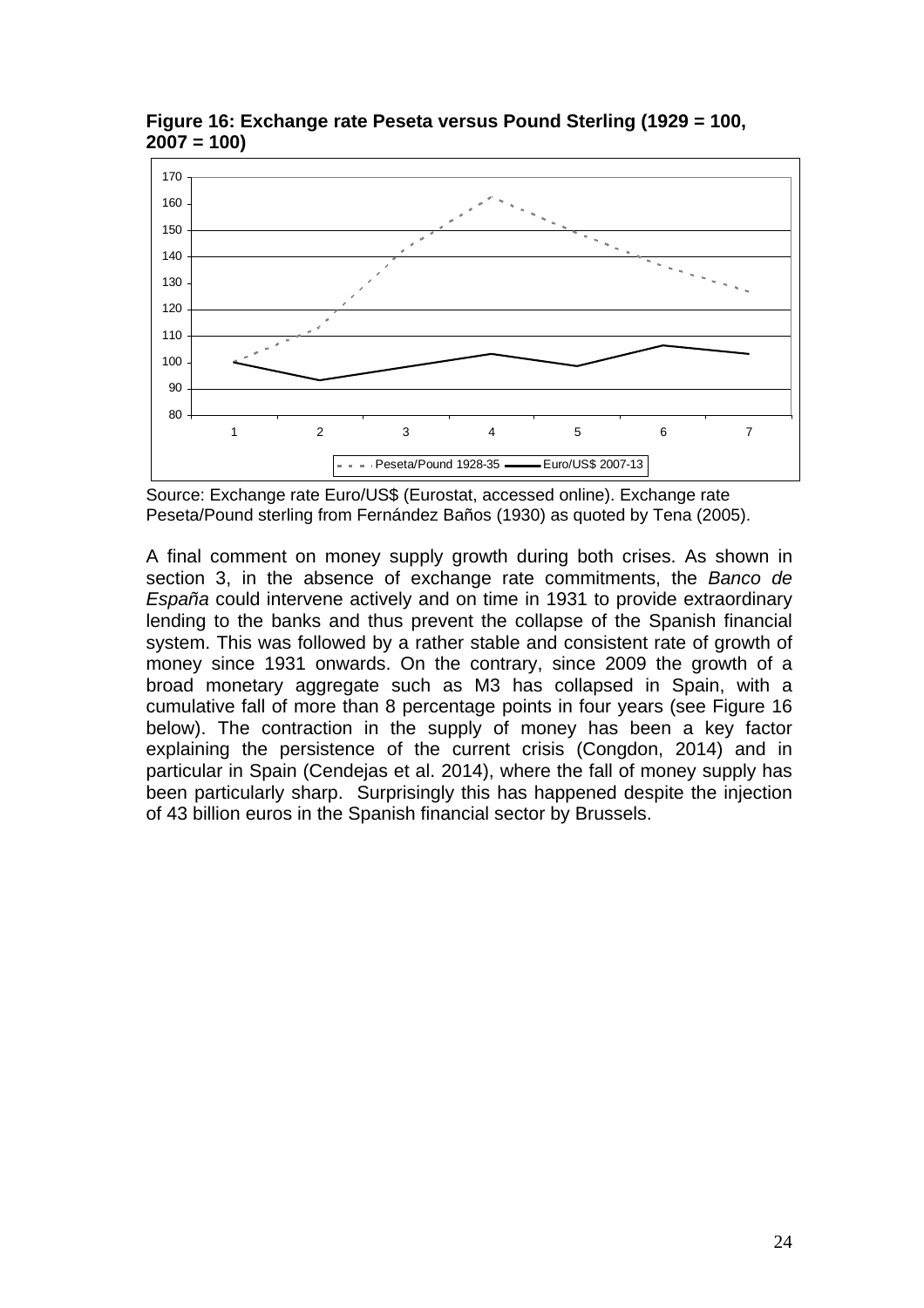**Figure 16: Exchange rate Peseta versus Pound Sterling (1929 = 100, 2007 = 100)**

Source: Exchange rate Euro/US$ (Eurostat, accessed online). Exchange rate Peseta/Pound sterling from Fernández Baños (1930) as quoted by Tena (2005).

A final comment on money supply growth during both crises. As shown in section 3, in the absence of exchange rate commitments, the *Banco de España* could intervene actively and on time in 1931 to provide extraordinary lending to the banks and thus prevent the collapse of the Spanish financial system. This was followed by a rather stable and consistent rate of growth of money since 1931 onwards. On the contrary, since 2009 the growth of a broad monetary aggregate such as M3 has collapsed in Spain, with a cumulative fall of more than 8 percentage points in four years (see Figure 16 below). The contraction in the supply of money has been a key factor explaining the persistence of the current crisis (Congdon, 2014) and in particular in Spain (Cendejas et al. 2014), where the fall of money supply has been particularly sharp. Surprisingly this has happened despite the injection of 43 billion euros in the Spanish financial sector by Brussels.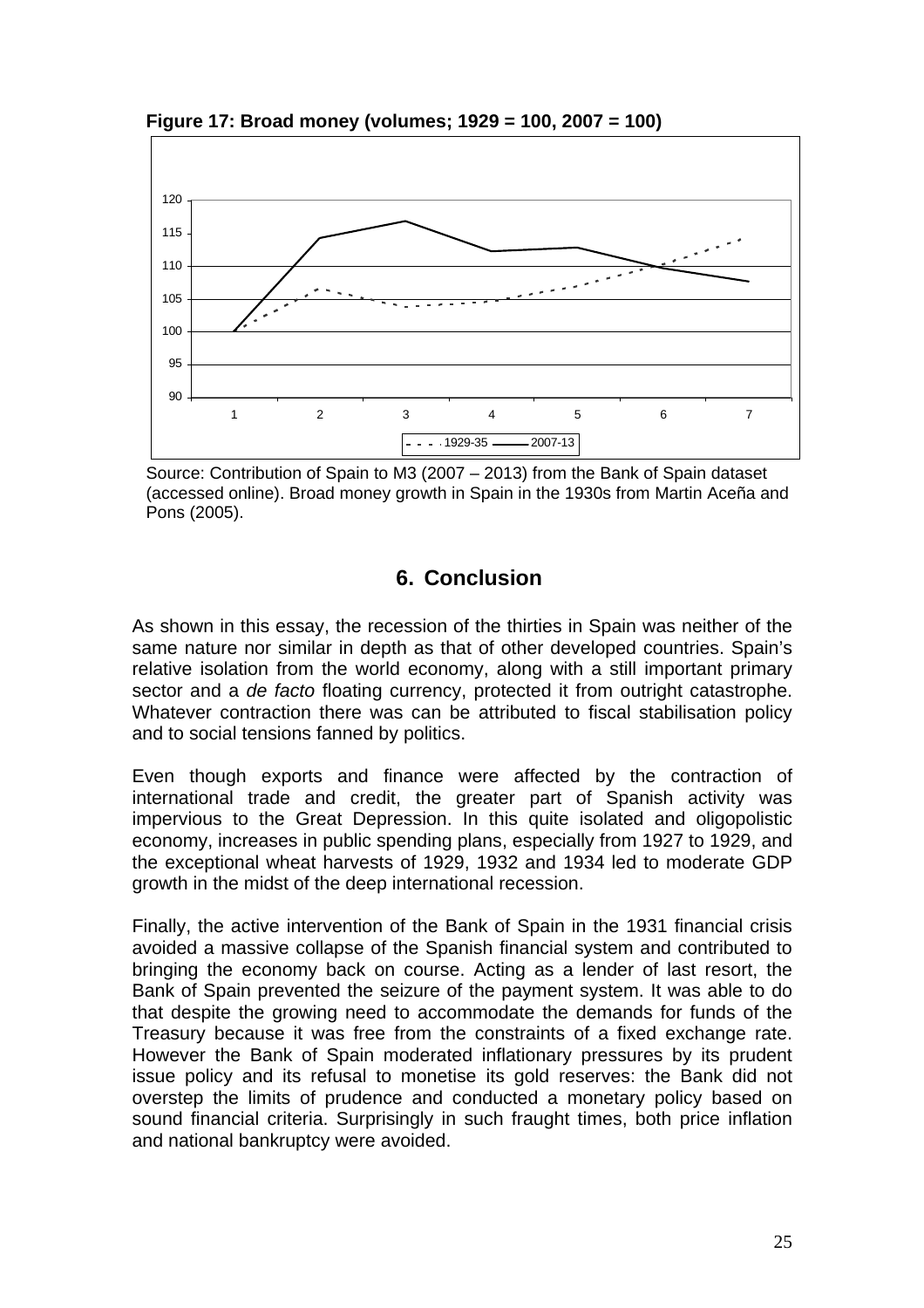**Figure 17: Broad money (volumes; 1929 = 100, 2007 = 100)**

Source: Contribution of Spain to M3 (2007 – 2013) from the Bank of Spain dataset (accessed online). Broad money growth in Spain in the 1930s from Martin Aceña and Pons (2005).

## 6. Conclusion

As shown in this essay, the recession of the thirties in Spain was neither of the same nature nor similar in depth as that of other developed countries. Spain's relative isolation from the world economy, along with a still important primary sector and a *de facto* floating currency, protected it from outright catastrophe. Whatever contraction there was can be attributed to fiscal stabilisation policy and to social tensions fanned by politics.

Even though exports and finance were affected by the contraction of international trade and credit, the greater part of Spanish activity was impervious to the Great Depression. In this quite isolated and oligopolistic economy, increases in public spending plans, especially from 1927 to 1929, and the exceptional wheat harvests of 1929, 1932 and 1934 led to moderate GDP growth in the midst of the deep international recession.

Finally, the active intervention of the Bank of Spain in the 1931 financial crisis avoided a massive collapse of the Spanish financial system and contributed to bringing the economy back on course. Acting as a lender of last resort, the Bank of Spain prevented the seizure of the payment system. It was able to do that despite the growing need to accommodate the demands for funds of the Treasury because it was free from the constraints of a fixed exchange rate. However the Bank of Spain moderated inflationary pressures by its prudent issue policy and its refusal to monetise its gold reserves: the Bank did not overstep the limits of prudence and conducted a monetary policy based on sound financial criteria. Surprisingly in such fraught times, both price inflation and national bankruptcy were avoided.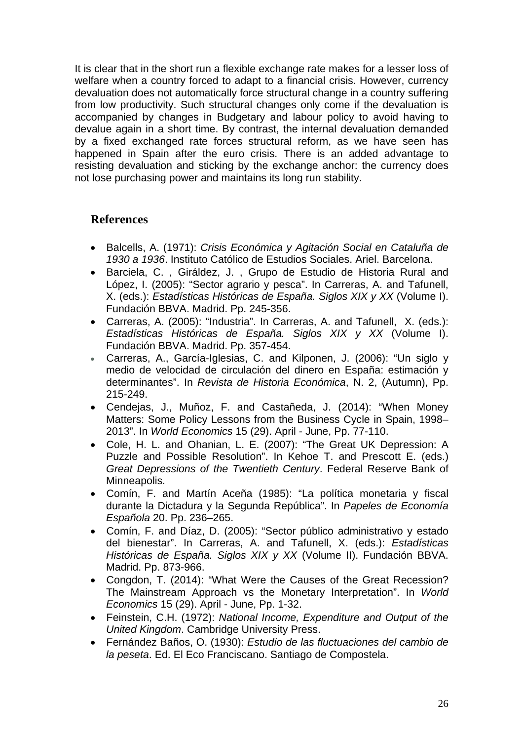It is clear that in the short run a flexible exchange rate makes for a lesser loss of welfare when a country forced to adapt to a financial crisis. However, currency devaluation does not automatically force structural change in a country suffering from low productivity. Such structural changes only come if the devaluation is accompanied by changes in Budgetary and labour policy to avoid having to devalue again in a short time. By contrast, the internal devaluation demanded by a fixed exchanged rate forces structural reform, as we have seen has happened in Spain after the euro crisis. There is an added advantage to resisting devaluation and sticking by the exchange anchor: the currency does not lose purchasing power and maintains its long run stability.

## References

- Balcells, A. (1971): *Crisis Económica y Agitación Social en Cataluña de 1930 a 1936*. Instituto Católico de Estudios Sociales. Ariel. Barcelona.
- Barciela, C. , Giráldez, J. , Grupo de Estudio de Historia Rural and López, I. (2005): "Sector agrario y pesca". In Carreras, A. and Tafunell, X. (eds.): *Estadísticas Históricas de España. Siglos XIX y XX* (Volume I). Fundación BBVA. Madrid. Pp. 245-356.
- Carreras, A. (2005): "Industria". In Carreras, A. and Tafunell, X. (eds.): *Estadísticas Históricas de España. Siglos XIX y XX* (Volume I). Fundación BBVA. Madrid. Pp. 357-454.
- Carreras, A., García-Iglesias, C. and Kilponen, J. (2006): "Un siglo y medio de velocidad de circulación del dinero en España: estimación y determinantes". In *Revista de Historia Económica*, N. 2, (Autumn), Pp. 215-249.
- Cendejas, J., Muñoz, F. and Castañeda, J. (2014): "When Money Matters: Some Policy Lessons from the Business Cycle in Spain, 1998–2013". In *World Economics* 15 (29). April - June, Pp. 77-110.
- Cole, H. L. and Ohanian, L. E. (2007): "The Great UK Depression: A Puzzle and Possible Resolution". In Kehoe T. and Prescott E. (eds.) *Great Depressions of the Twentieth Century*. Federal Reserve Bank of Minneapolis.
- Comín, F. and Martín Aceña (1985): "La política monetaria y fiscal durante la Dictadura y la Segunda República". In *Papeles de Economía Española* 20. Pp. 236–265.
- Comín, F. and Díaz, D. (2005): "Sector público administrativo y estado del bienestar". In Carreras, A. and Tafunell, X. (eds.): *Estadísticas Históricas de España. Siglos XIX y XX* (Volume II). Fundación BBVA. Madrid. Pp. 873-966.
- Congdon, T. (2014): "What Were the Causes of the Great Recession? The Mainstream Approach vs the Monetary Interpretation". In *World Economics* 15 (29). April - June, Pp. 1-32.
- Feinstein, C.H. (1972): *National Income, Expenditure and Output of the United Kingdom*. Cambridge University Press.
- Fernández Baños, O. (1930): *Estudio de las fluctuaciones del cambio de la peseta*. Ed. El Eco Franciscano. Santiago de Compostela.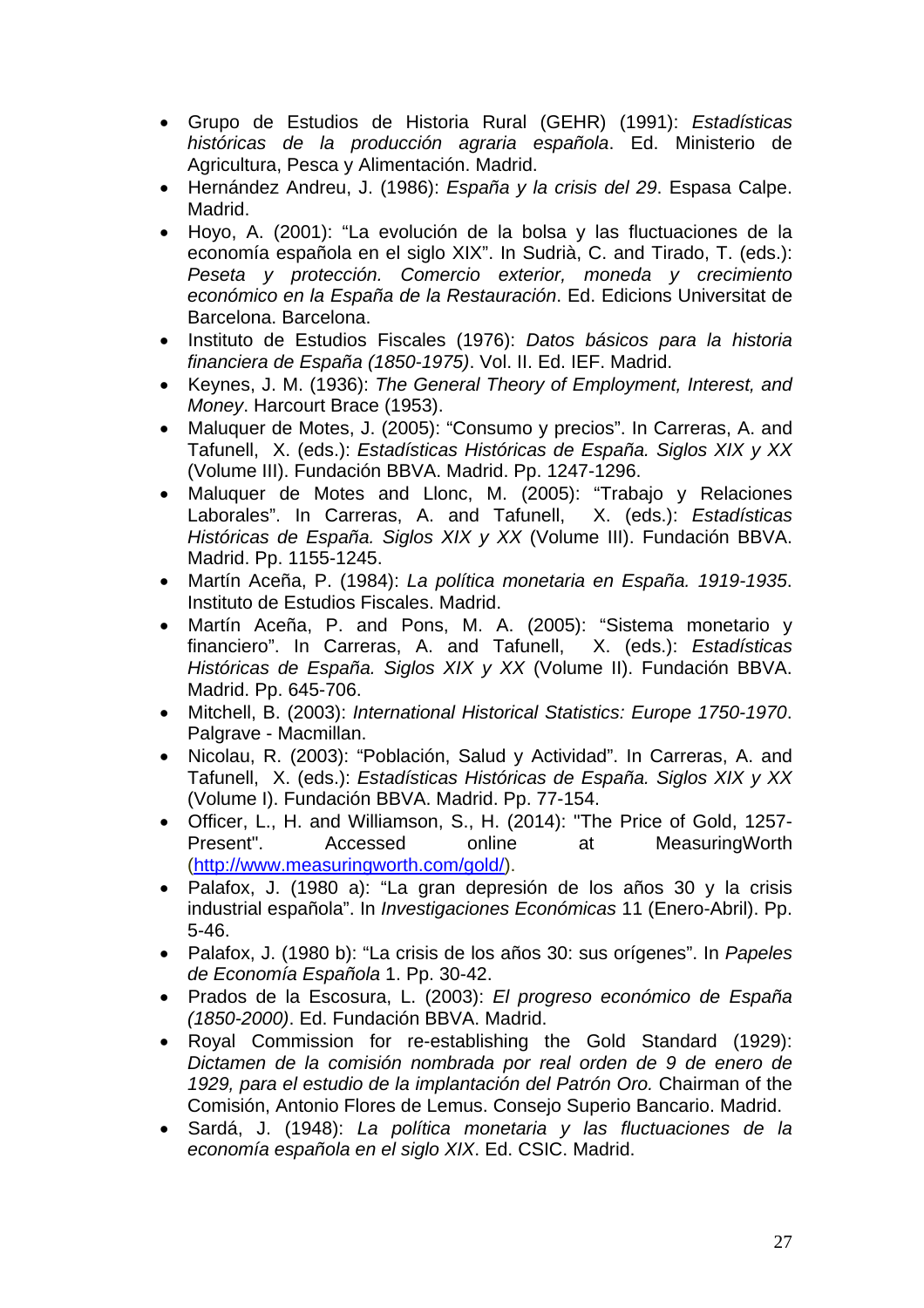- Grupo de Estudios de Historia Rural (GEHR) (1991): *Estadísticas históricas de la producción agraria española*. Ed. Ministerio de Agricultura, Pesca y Alimentación. Madrid.
- Hernández Andreu, J. (1986): *España y la crisis del 29*. Espasa Calpe. Madrid.
- Hoyo, A. (2001): "La evolución de la bolsa y las fluctuaciones de la economía española en el siglo XIX". In Sudrià, C. and Tirado, T. (eds.): *Peseta y protección. Comercio exterior, moneda y crecimiento económico en la España de la Restauración*. Ed. Edicions Universitat de Barcelona. Barcelona.
- Instituto de Estudios Fiscales (1976): *Datos básicos para la historia financiera de España (1850-1975)*. Vol. II. Ed. IEF. Madrid.
- Keynes, J. M. (1936): *The General Theory of Employment, Interest, and Money*. Harcourt Brace (1953).
- Maluquer de Motes, J. (2005): "Consumo y precios". In Carreras, A. and Tafunell, X. (eds.): *Estadísticas Históricas de España. Siglos XIX y XX* (Volume III). Fundación BBVA. Madrid. Pp. 1247-1296.
- Maluquer de Motes and Llonc, M. (2005): "Trabajo y Relaciones Laborales". In Carreras, A. and Tafunell, X. (eds.): *Estadísticas Históricas de España. Siglos XIX y XX* (Volume III). Fundación BBVA. Madrid. Pp. 1155-1245.
- Martín Aceña, P. (1984): *La política monetaria en España. 1919-1935*. Instituto de Estudios Fiscales. Madrid.
- Martín Aceña, P. and Pons, M. A. (2005): "Sistema monetario y financiero". In Carreras, A. and Tafunell, X. (eds.): *Estadísticas Históricas de España. Siglos XIX y XX* (Volume II). Fundación BBVA. Madrid. Pp. 645-706.
- Mitchell, B. (2003): *International Historical Statistics: Europe 1750-1970*. Palgrave - Macmillan.
- Nicolau, R. (2003): "Población, Salud y Actividad". In Carreras, A. and Tafunell, X. (eds.): *Estadísticas Históricas de España. Siglos XIX y XX* (Volume I). Fundación BBVA. Madrid. Pp. 77-154.
- Officer, L., H. and Williamson, S., H. (2014): "The Price of Gold, 1257-Present". Accessed online at MeasuringWorth (http://www.measuringworth.com/gold/).
- Palafox, J. (1980 a): "La gran depresión de los años 30 y la crisis industrial española". In *Investigaciones Económicas* 11 (Enero-Abril). Pp. 5-46.
- Palafox, J. (1980 b): "La crisis de los años 30: sus orígenes". In *Papeles de Economía Española* 1. Pp. 30-42.
- Prados de la Escosura, L. (2003): *El progreso económico de España (1850-2000)*. Ed. Fundación BBVA. Madrid.
- Royal Commission for re-establishing the Gold Standard (1929): *Dictamen de la comisión nombrada por real orden de 9 de enero de 1929, para el estudio de la implantación del Patrón Oro.* Chairman of the Comisión, Antonio Flores de Lemus. Consejo Superio Bancario. Madrid.
- Sardá, J. (1948): *La política monetaria y las fluctuaciones de la economía española en el siglo XIX*. Ed. CSIC. Madrid.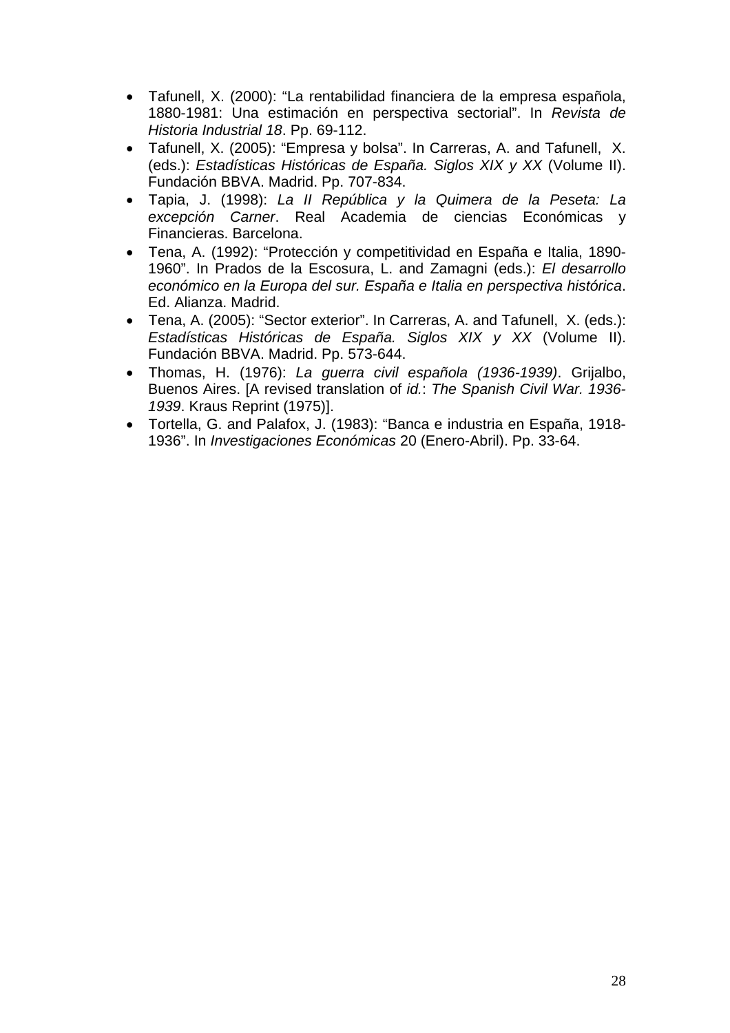- Tafunell, X. (2000): “La rentabilidad financiera de la empresa española, 1880-1981: Una estimación en perspectiva sectorial”. In *Revista de Historia Industrial 18*. Pp. 69-112.
- Tafunell, X. (2005): “Empresa y bolsa”. In Carreras, A. and Tafunell, X. (eds.): *Estadísticas Históricas de España. Siglos XIX y XX* (Volume II). Fundación BBVA. Madrid. Pp. 707-834.
- Tapia, J. (1998): *La II República y la Quimera de la Peseta: La excepción Carner*. Real Academia de ciencias Económicas y Financieras. Barcelona.
- Tena, A. (1992): “Protección y competitividad en España e Italia, 1890-1960”. In Prados de la Escosura, L. and Zamagni (eds.): *El desarrollo económico en la Europa del sur. España e Italia en perspectiva histórica*. Ed. Alianza. Madrid.
- Tena, A. (2005): “Sector exterior”. In Carreras, A. and Tafunell, X. (eds.): *Estadísticas Históricas de España. Siglos XIX y XX* (Volume II). Fundación BBVA. Madrid. Pp. 573-644.
- Thomas, H. (1976): *La guerra civil española (1936-1939)*. Grijalbo, Buenos Aires. [A revised translation of *id.*: *The Spanish Civil War. 1936-1939*. Kraus Reprint (1975)].
- Tortella, G. and Palafox, J. (1983): “Banca e industria en España, 1918-1936”. In *Investigaciones Económicas* 20 (Enero-Abril). Pp. 33-64.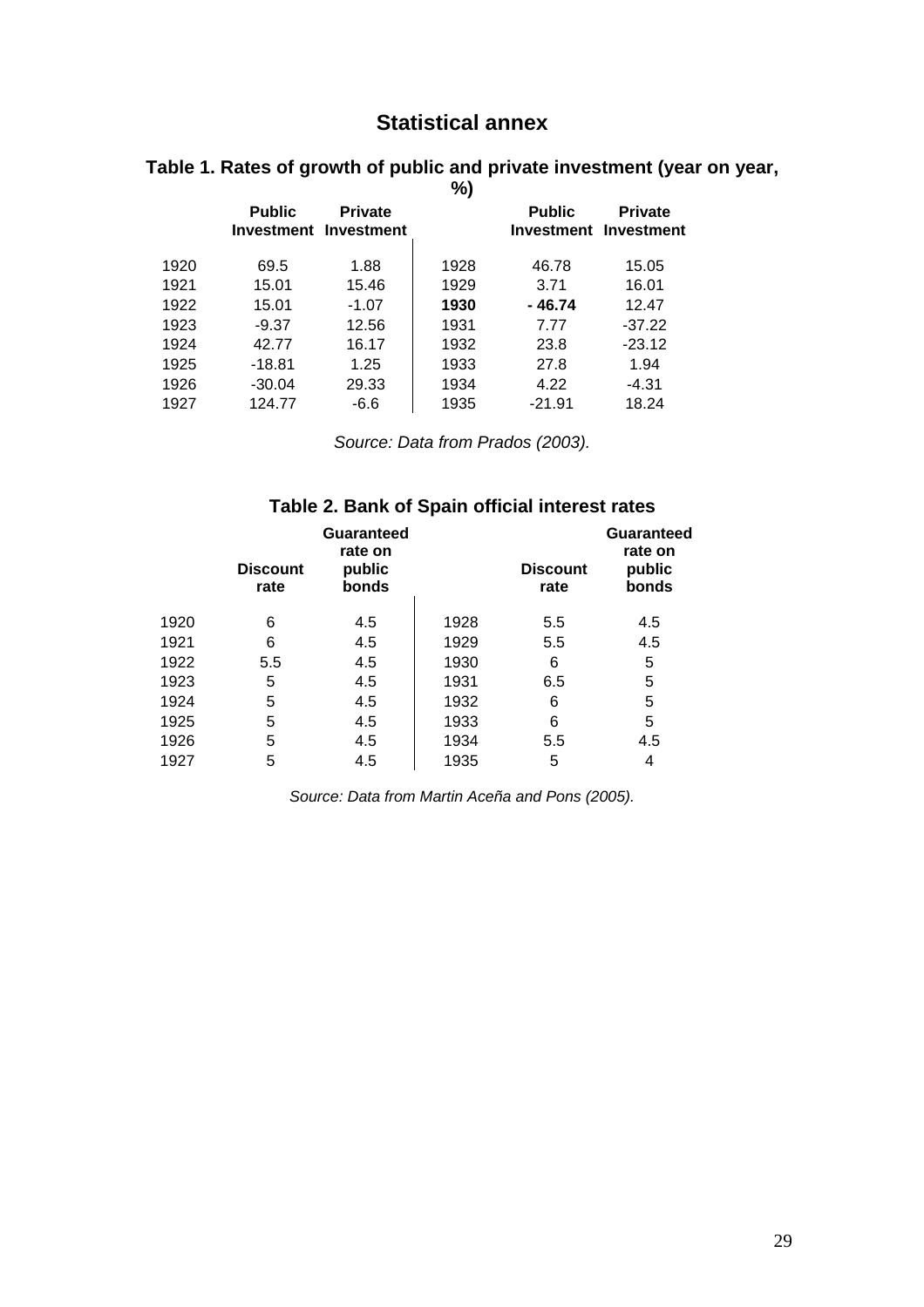# Statistical annex

### Table 1. Rates of growth of public and private investment (year on year, %)

| | Public Investment | Private Investment | | Public Investment | Private Investment |
|---|---|---|---|---|---|
| 1920 | 69.5 | 1.88 | 1928 | 46.78 | 15.05 |
| 1921 | 15.01 | 15.46 | 1929 | 3.71 | 16.01 |
| 1922 | 15.01 | -1.07 | **1930** | **- 46.74** | 12.47 |
| 1923 | -9.37 | 12.56 | 1931 | 7.77 | -37.22 |
| 1924 | 42.77 | 16.17 | 1932 | 23.8 | -23.12 |
| 1925 | -18.81 | 1.25 | 1933 | 27.8 | 1.94 |
| 1926 | -30.04 | 29.33 | 1934 | 4.22 | -4.31 |
| 1927 | 124.77 | -6.6 | 1935 | -21.91 | 18.24 |

*Source: Data from Prados (2003).*

### Table 2. Bank of Spain official interest rates

| | Discount rate | Guaranteed rate on public bonds | | Discount rate | Guaranteed rate on public bonds |
|---|---|---|---|---|---|
| 1920 | 6 | 4.5 | 1928 | 5.5 | 4.5 |
| 1921 | 6 | 4.5 | 1929 | 5.5 | 4.5 |
| 1922 | 5.5 | 4.5 | 1930 | 6 | 5 |
| 1923 | 5 | 4.5 | 1931 | 6.5 | 5 |
| 1924 | 5 | 4.5 | 1932 | 6 | 5 |
| 1925 | 5 | 4.5 | 1933 | 6 | 5 |
| 1926 | 5 | 4.5 | 1934 | 5.5 | 4.5 |
| 1927 | 5 | 4.5 | 1935 | 5 | 4 |

*Source: Data from Martin Aceña and Pons (2005).*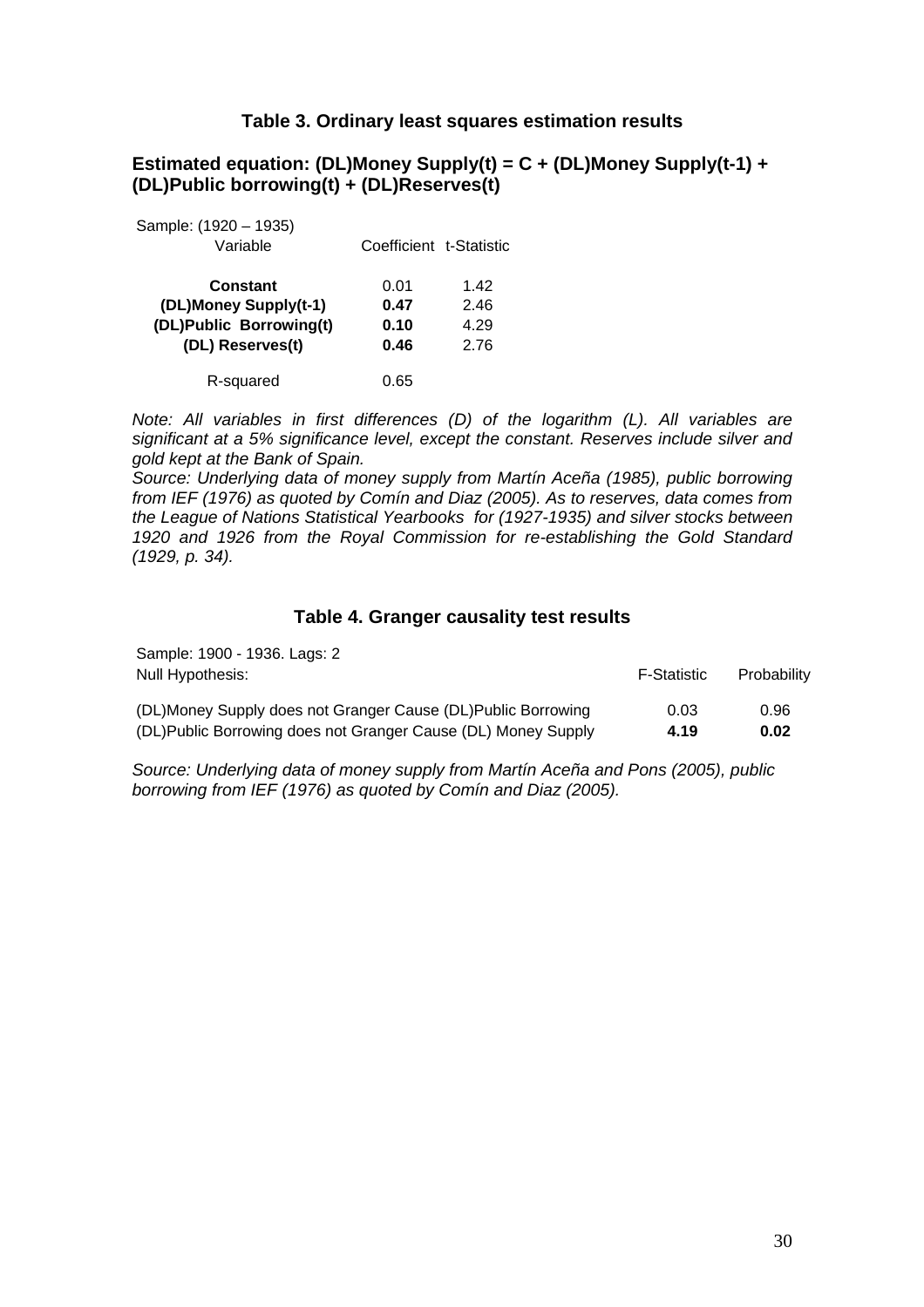### Table 3. Ordinary least squares estimation results

**Estimated equation: (DL)Money Supply(t) = C + (DL)Money Supply(t-1) + (DL)Public borrowing(t) + (DL)Reserves(t)**

Sample: (1920 – 1935)

| Variable | Coefficient | t-Statistic |
|---|---|---|
| **Constant** | 0.01 | 1.42 |
| **(DL)Money Supply(t-1)** | **0.47** | 2.46 |
| **(DL)Public Borrowing(t)** | **0.10** | 4.29 |
| **(DL) Reserves(t)** | **0.46** | 2.76 |
| R-squared | 0.65 | |

*Note: All variables in first differences (D) of the logarithm (L). All variables are significant at a 5% significance level, except the constant. Reserves include silver and gold kept at the Bank of Spain.*

*Source: Underlying data of money supply from Martín Aceña (1985), public borrowing from IEF (1976) as quoted by Comín and Diaz (2005). As to reserves, data comes from the League of Nations Statistical Yearbooks for (1927-1935) and silver stocks between 1920 and 1926 from the Royal Commission for re-establishing the Gold Standard (1929, p. 34).*

### Table 4. Granger causality test results

Sample: 1900 - 1936. Lags: 2

| Null Hypothesis: | F-Statistic | Probability |
|---|---|---|
| (DL)Money Supply does not Granger Cause (DL)Public Borrowing | 0.03 | 0.96 |
| (DL)Public Borrowing does not Granger Cause (DL) Money Supply | **4.19** | **0.02** |

*Source: Underlying data of money supply from Martín Aceña and Pons (2005), public borrowing from IEF (1976) as quoted by Comín and Diaz (2005).*